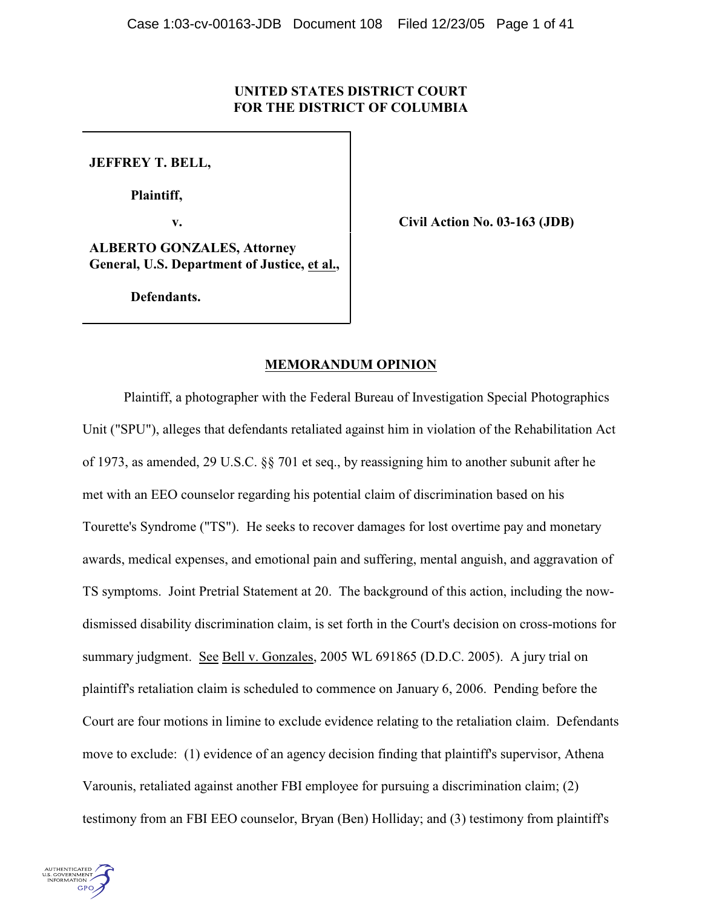**UNITED STATES DISTRICT COURT**
**FOR THE DISTRICT OF COLUMBIA**

| | |
|---|---|
| **JEFFREY T. BELL,**<br><br>**Plaintiff,**<br><br>**v.**<br><br>**ALBERTO GONZALES, Attorney General, U.S. Department of Justice, et al.,**<br><br>**Defendants.** | **Civil Action No. 03-163 (JDB)** |

**MEMORANDUM OPINION**

Plaintiff, a photographer with the Federal Bureau of Investigation Special Photographics Unit ("SPU"), alleges that defendants retaliated against him in violation of the Rehabilitation Act of 1973, as amended, 29 U.S.C. §§ 701 et seq., by reassigning him to another subunit after he met with an EEO counselor regarding his potential claim of discrimination based on his Tourette's Syndrome ("TS"). He seeks to recover damages for lost overtime pay and monetary awards, medical expenses, and emotional pain and suffering, mental anguish, and aggravation of TS symptoms. Joint Pretrial Statement at 20. The background of this action, including the now-dismissed disability discrimination claim, is set forth in the Court's decision on cross-motions for summary judgment. See Bell v. Gonzales, 2005 WL 691865 (D.D.C. 2005). A jury trial on plaintiff's retaliation claim is scheduled to commence on January 6, 2006. Pending before the Court are four motions in limine to exclude evidence relating to the retaliation claim. Defendants move to exclude: (1) evidence of an agency decision finding that plaintiff's supervisor, Athena Varounis, retaliated against another FBI employee for pursuing a discrimination claim; (2) testimony from an FBI EEO counselor, Bryan (Ben) Holliday; and (3) testimony from plaintiff's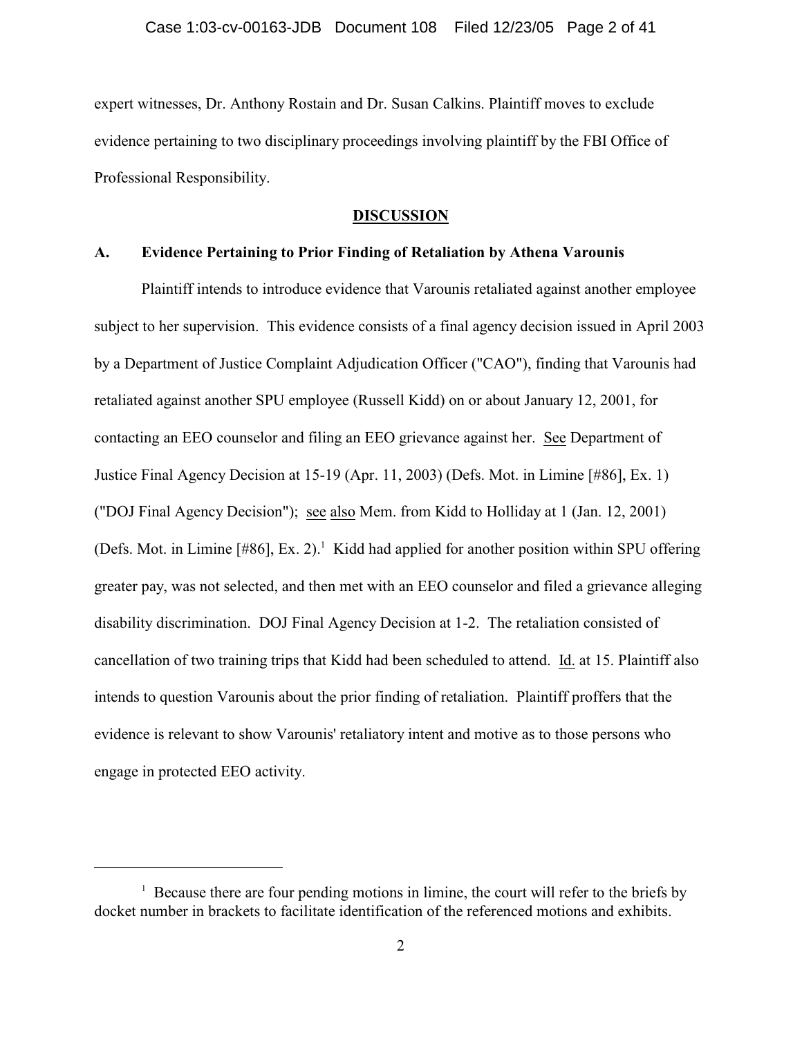expert witnesses, Dr. Anthony Rostain and Dr. Susan Calkins. Plaintiff moves to exclude evidence pertaining to two disciplinary proceedings involving plaintiff by the FBI Office of Professional Responsibility.

## DISCUSSION

### A. Evidence Pertaining to Prior Finding of Retaliation by Athena Varounis

Plaintiff intends to introduce evidence that Varounis retaliated against another employee subject to her supervision. This evidence consists of a final agency decision issued in April 2003 by a Department of Justice Complaint Adjudication Officer ("CAO"), finding that Varounis had retaliated against another SPU employee (Russell Kidd) on or about January 12, 2001, for contacting an EEO counselor and filing an EEO grievance against her. See Department of Justice Final Agency Decision at 15-19 (Apr. 11, 2003) (Defs. Mot. in Limine [#86], Ex. 1) ("DOJ Final Agency Decision"); see also Mem. from Kidd to Holliday at 1 (Jan. 12, 2001) (Defs. Mot. in Limine [#86], Ex. 2).[1] Kidd had applied for another position within SPU offering greater pay, was not selected, and then met with an EEO counselor and filed a grievance alleging disability discrimination. DOJ Final Agency Decision at 1-2. The retaliation consisted of cancellation of two training trips that Kidd had been scheduled to attend. Id. at 15. Plaintiff also intends to question Varounis about the prior finding of retaliation. Plaintiff proffers that the evidence is relevant to show Varounis' retaliatory intent and motive as to those persons who engage in protected EEO activity.

---

[1] Because there are four pending motions in limine, the court will refer to the briefs by docket number in brackets to facilitate identification of the referenced motions and exhibits.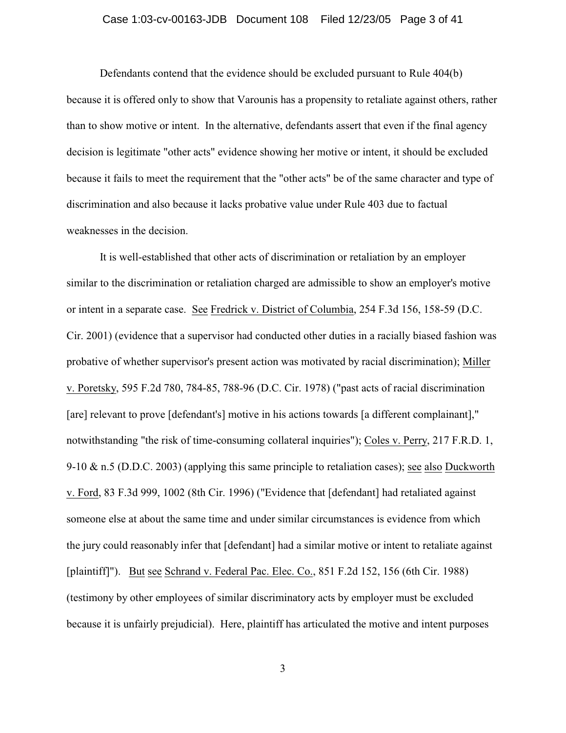Defendants contend that the evidence should be excluded pursuant to Rule 404(b) because it is offered only to show that Varounis has a propensity to retaliate against others, rather than to show motive or intent. In the alternative, defendants assert that even if the final agency decision is legitimate "other acts" evidence showing her motive or intent, it should be excluded because it fails to meet the requirement that the "other acts" be of the same character and type of discrimination and also because it lacks probative value under Rule 403 due to factual weaknesses in the decision.

It is well-established that other acts of discrimination or retaliation by an employer similar to the discrimination or retaliation charged are admissible to show an employer's motive or intent in a separate case. See Fredrick v. District of Columbia, 254 F.3d 156, 158-59 (D.C. Cir. 2001) (evidence that a supervisor had conducted other duties in a racially biased fashion was probative of whether supervisor's present action was motivated by racial discrimination); Miller v. Poretsky, 595 F.2d 780, 784-85, 788-96 (D.C. Cir. 1978) ("past acts of racial discrimination [are] relevant to prove [defendant's] motive in his actions towards [a different complainant]," notwithstanding "the risk of time-consuming collateral inquiries"); Coles v. Perry, 217 F.R.D. 1, 9-10 & n.5 (D.D.C. 2003) (applying this same principle to retaliation cases); see also Duckworth v. Ford, 83 F.3d 999, 1002 (8th Cir. 1996) ("Evidence that [defendant] had retaliated against someone else at about the same time and under similar circumstances is evidence from which the jury could reasonably infer that [defendant] had a similar motive or intent to retaliate against [plaintiff]"). But see Schrand v. Federal Pac. Elec. Co., 851 F.2d 152, 156 (6th Cir. 1988) (testimony by other employees of similar discriminatory acts by employer must be excluded because it is unfairly prejudicial). Here, plaintiff has articulated the motive and intent purposes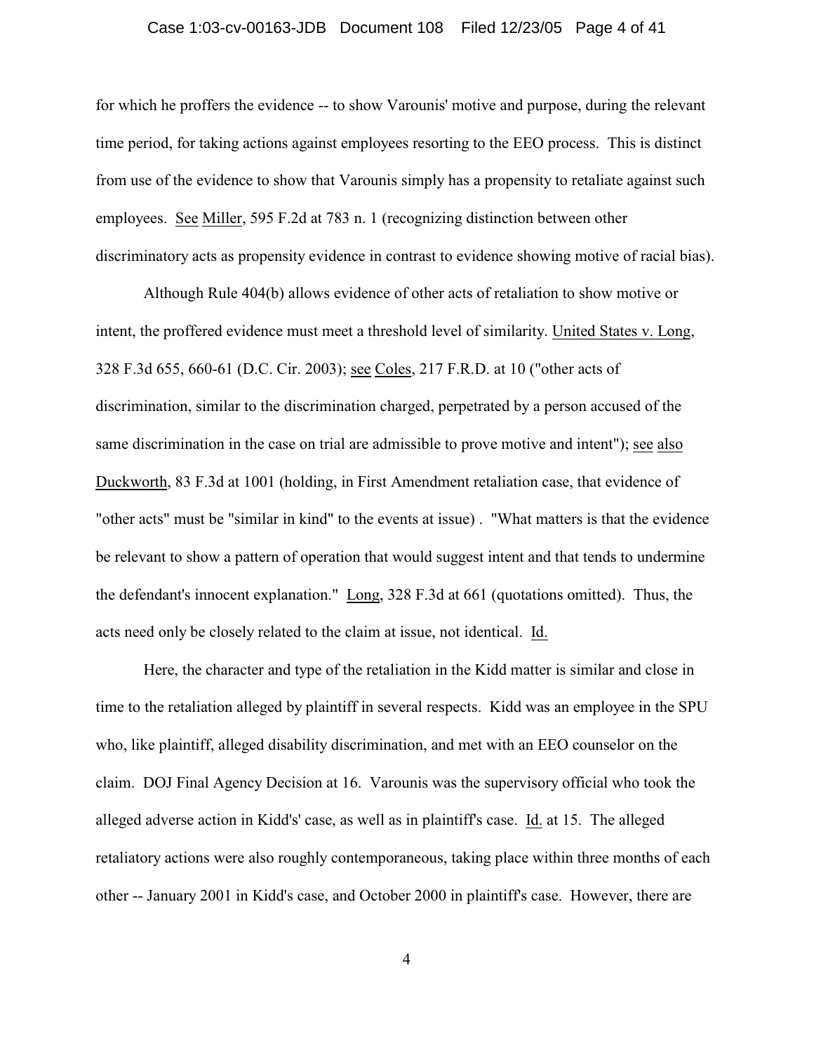for which he proffers the evidence -- to show Varounis' motive and purpose, during the relevant time period, for taking actions against employees resorting to the EEO process. This is distinct from use of the evidence to show that Varounis simply has a propensity to retaliate against such employees. See Miller, 595 F.2d at 783 n. 1 (recognizing distinction between other discriminatory acts as propensity evidence in contrast to evidence showing motive of racial bias).

Although Rule 404(b) allows evidence of other acts of retaliation to show motive or intent, the proffered evidence must meet a threshold level of similarity. United States v. Long, 328 F.3d 655, 660-61 (D.C. Cir. 2003); see Coles, 217 F.R.D. at 10 ("other acts of discrimination, similar to the discrimination charged, perpetrated by a person accused of the same discrimination in the case on trial are admissible to prove motive and intent"); see also Duckworth, 83 F.3d at 1001 (holding, in First Amendment retaliation case, that evidence of "other acts" must be "similar in kind" to the events at issue) . "What matters is that the evidence be relevant to show a pattern of operation that would suggest intent and that tends to undermine the defendant's innocent explanation." Long, 328 F.3d at 661 (quotations omitted). Thus, the acts need only be closely related to the claim at issue, not identical. Id.

Here, the character and type of the retaliation in the Kidd matter is similar and close in time to the retaliation alleged by plaintiff in several respects. Kidd was an employee in the SPU who, like plaintiff, alleged disability discrimination, and met with an EEO counselor on the claim. DOJ Final Agency Decision at 16. Varounis was the supervisory official who took the alleged adverse action in Kidd's' case, as well as in plaintiff's case. Id. at 15. The alleged retaliatory actions were also roughly contemporaneous, taking place within three months of each other -- January 2001 in Kidd's case, and October 2000 in plaintiff's case. However, there are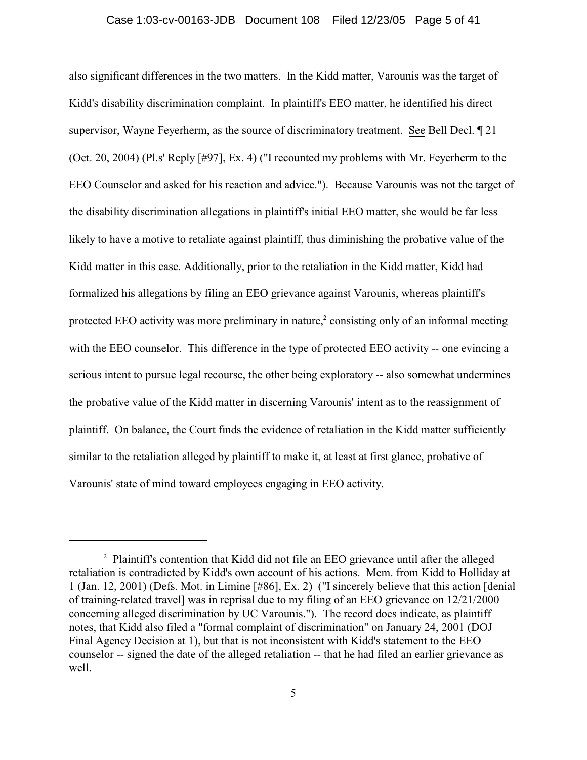also significant differences in the two matters. In the Kidd matter, Varounis was the target of Kidd's disability discrimination complaint. In plaintiff's EEO matter, he identified his direct supervisor, Wayne Feyerherm, as the source of discriminatory treatment. See Bell Decl. ¶ 21 (Oct. 20, 2004) (Pl.s' Reply [#97], Ex. 4) ("I recounted my problems with Mr. Feyerherm to the EEO Counselor and asked for his reaction and advice."). Because Varounis was not the target of the disability discrimination allegations in plaintiff's initial EEO matter, she would be far less likely to have a motive to retaliate against plaintiff, thus diminishing the probative value of the Kidd matter in this case. Additionally, prior to the retaliation in the Kidd matter, Kidd had formalized his allegations by filing an EEO grievance against Varounis, whereas plaintiff's protected EEO activity was more preliminary in nature,[2] consisting only of an informal meeting with the EEO counselor. This difference in the type of protected EEO activity -- one evincing a serious intent to pursue legal recourse, the other being exploratory -- also somewhat undermines the probative value of the Kidd matter in discerning Varounis' intent as to the reassignment of plaintiff. On balance, the Court finds the evidence of retaliation in the Kidd matter sufficiently similar to the retaliation alleged by plaintiff to make it, at least at first glance, probative of Varounis' state of mind toward employees engaging in EEO activity.

---

[2] Plaintiff's contention that Kidd did not file an EEO grievance until after the alleged retaliation is contradicted by Kidd's own account of his actions. Mem. from Kidd to Holliday at 1 (Jan. 12, 2001) (Defs. Mot. in Limine [#86], Ex. 2) ("I sincerely believe that this action [denial of training-related travel] was in reprisal due to my filing of an EEO grievance on 12/21/2000 concerning alleged discrimination by UC Varounis."). The record does indicate, as plaintiff notes, that Kidd also filed a "formal complaint of discrimination" on January 24, 2001 (DOJ Final Agency Decision at 1), but that is not inconsistent with Kidd's statement to the EEO counselor -- signed the date of the alleged retaliation -- that he had filed an earlier grievance as well.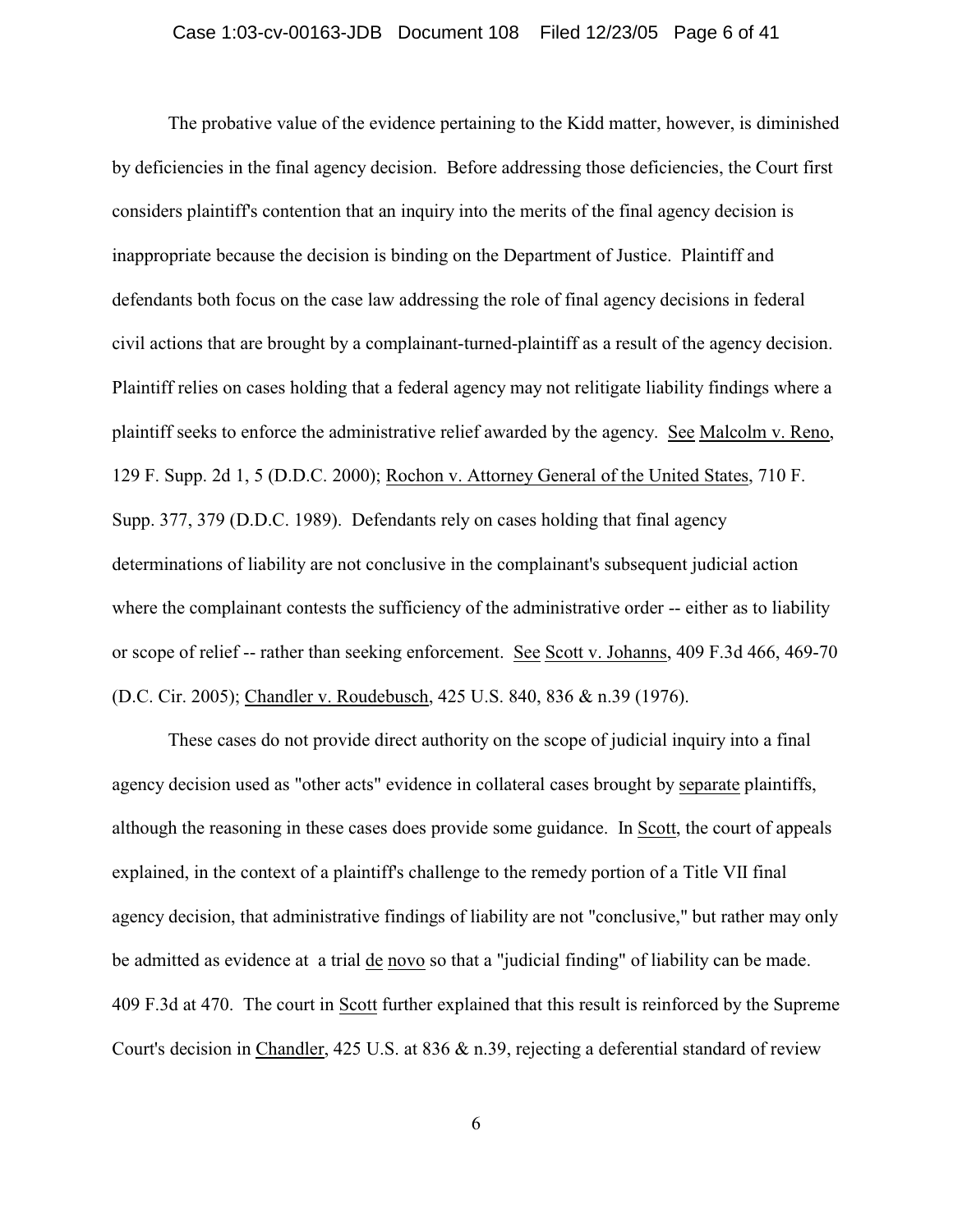The probative value of the evidence pertaining to the Kidd matter, however, is diminished by deficiencies in the final agency decision. Before addressing those deficiencies, the Court first considers plaintiff's contention that an inquiry into the merits of the final agency decision is inappropriate because the decision is binding on the Department of Justice. Plaintiff and defendants both focus on the case law addressing the role of final agency decisions in federal civil actions that are brought by a complainant-turned-plaintiff as a result of the agency decision. Plaintiff relies on cases holding that a federal agency may not relitigate liability findings where a plaintiff seeks to enforce the administrative relief awarded by the agency. See Malcolm v. Reno, 129 F. Supp. 2d 1, 5 (D.D.C. 2000); Rochon v. Attorney General of the United States, 710 F. Supp. 377, 379 (D.D.C. 1989). Defendants rely on cases holding that final agency determinations of liability are not conclusive in the complainant's subsequent judicial action where the complainant contests the sufficiency of the administrative order -- either as to liability or scope of relief -- rather than seeking enforcement. See Scott v. Johanns, 409 F.3d 466, 469-70 (D.C. Cir. 2005); Chandler v. Roudebusch, 425 U.S. 840, 836 & n.39 (1976).

These cases do not provide direct authority on the scope of judicial inquiry into a final agency decision used as "other acts" evidence in collateral cases brought by separate plaintiffs, although the reasoning in these cases does provide some guidance. In Scott, the court of appeals explained, in the context of a plaintiff's challenge to the remedy portion of a Title VII final agency decision, that administrative findings of liability are not "conclusive," but rather may only be admitted as evidence at a trial de novo so that a "judicial finding" of liability can be made. 409 F.3d at 470. The court in Scott further explained that this result is reinforced by the Supreme Court's decision in Chandler, 425 U.S. at 836 & n.39, rejecting a deferential standard of review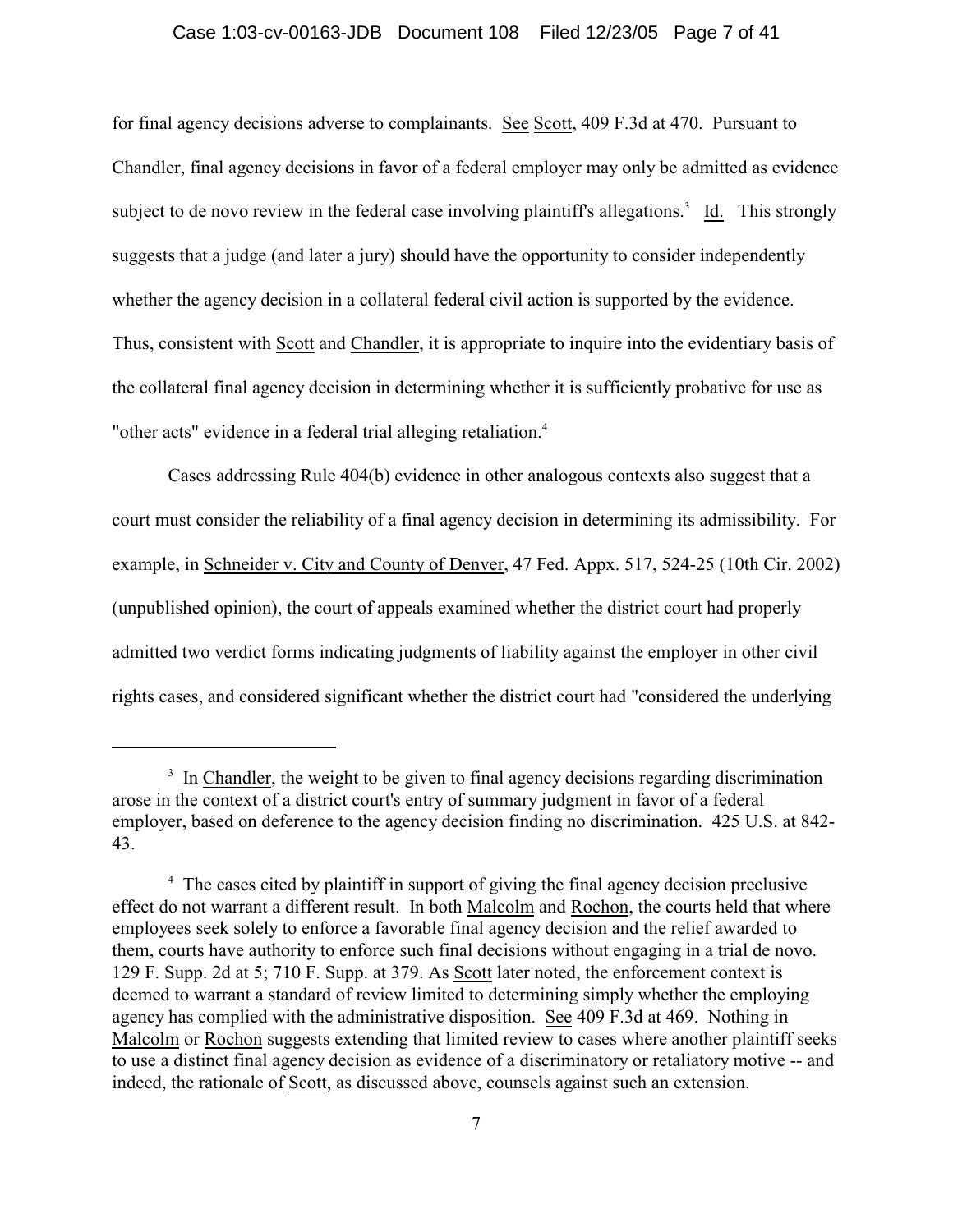for final agency decisions adverse to complainants. See Scott, 409 F.3d at 470. Pursuant to Chandler, final agency decisions in favor of a federal employer may only be admitted as evidence subject to de novo review in the federal case involving plaintiff's allegations.[3] Id. This strongly suggests that a judge (and later a jury) should have the opportunity to consider independently whether the agency decision in a collateral federal civil action is supported by the evidence. Thus, consistent with Scott and Chandler, it is appropriate to inquire into the evidentiary basis of the collateral final agency decision in determining whether it is sufficiently probative for use as "other acts" evidence in a federal trial alleging retaliation.[4]

Cases addressing Rule 404(b) evidence in other analogous contexts also suggest that a court must consider the reliability of a final agency decision in determining its admissibility. For example, in Schneider v. City and County of Denver, 47 Fed. Appx. 517, 524-25 (10th Cir. 2002) (unpublished opinion), the court of appeals examined whether the district court had properly admitted two verdict forms indicating judgments of liability against the employer in other civil rights cases, and considered significant whether the district court had "considered the underlying

---

[3] In Chandler, the weight to be given to final agency decisions regarding discrimination arose in the context of a district court's entry of summary judgment in favor of a federal employer, based on deference to the agency decision finding no discrimination. 425 U.S. at 842-43.

[4] The cases cited by plaintiff in support of giving the final agency decision preclusive effect do not warrant a different result. In both Malcolm and Rochon, the courts held that where employees seek solely to enforce a favorable final agency decision and the relief awarded to them, courts have authority to enforce such final decisions without engaging in a trial de novo. 129 F. Supp. 2d at 5; 710 F. Supp. at 379. As Scott later noted, the enforcement context is deemed to warrant a standard of review limited to determining simply whether the employing agency has complied with the administrative disposition. See 409 F.3d at 469. Nothing in Malcolm or Rochon suggests extending that limited review to cases where another plaintiff seeks to use a distinct final agency decision as evidence of a discriminatory or retaliatory motive -- and indeed, the rationale of Scott, as discussed above, counsels against such an extension.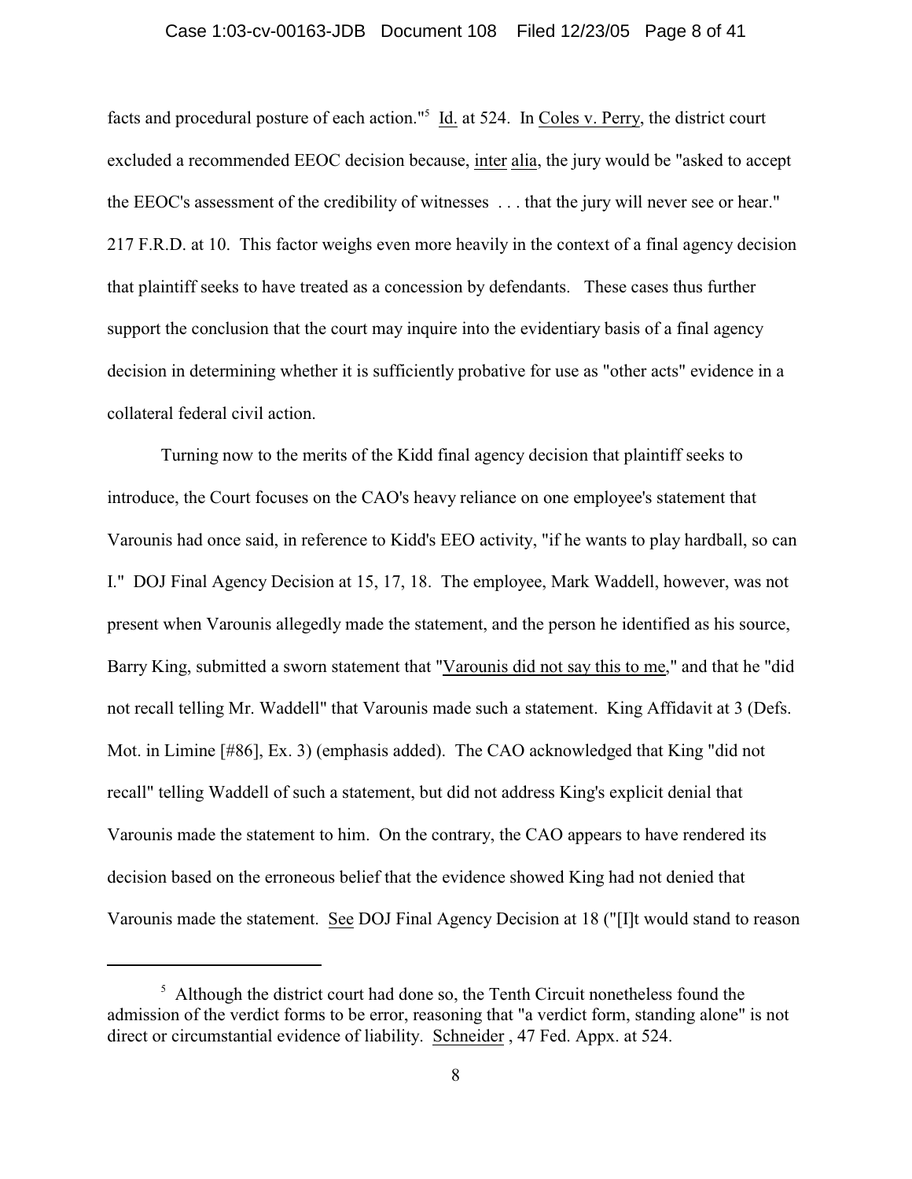facts and procedural posture of each action."[5] Id. at 524. In Coles v. Perry, the district court excluded a recommended EEOC decision because, inter alia, the jury would be "asked to accept the EEOC's assessment of the credibility of witnesses . . . that the jury will never see or hear." 217 F.R.D. at 10. This factor weighs even more heavily in the context of a final agency decision that plaintiff seeks to have treated as a concession by defendants. These cases thus further support the conclusion that the court may inquire into the evidentiary basis of a final agency decision in determining whether it is sufficiently probative for use as "other acts" evidence in a collateral federal civil action.

Turning now to the merits of the Kidd final agency decision that plaintiff seeks to introduce, the Court focuses on the CAO's heavy reliance on one employee's statement that Varounis had once said, in reference to Kidd's EEO activity, "if he wants to play hardball, so can I." DOJ Final Agency Decision at 15, 17, 18. The employee, Mark Waddell, however, was not present when Varounis allegedly made the statement, and the person he identified as his source, Barry King, submitted a sworn statement that "Varounis did not say this to me," and that he "did not recall telling Mr. Waddell" that Varounis made such a statement. King Affidavit at 3 (Defs. Mot. in Limine [#86], Ex. 3) (emphasis added). The CAO acknowledged that King "did not recall" telling Waddell of such a statement, but did not address King's explicit denial that Varounis made the statement to him. On the contrary, the CAO appears to have rendered its decision based on the erroneous belief that the evidence showed King had not denied that Varounis made the statement. See DOJ Final Agency Decision at 18 ("[I]t would stand to reason

---

[5] Although the district court had done so, the Tenth Circuit nonetheless found the admission of the verdict forms to be error, reasoning that "a verdict form, standing alone" is not direct or circumstantial evidence of liability. Schneider , 47 Fed. Appx. at 524.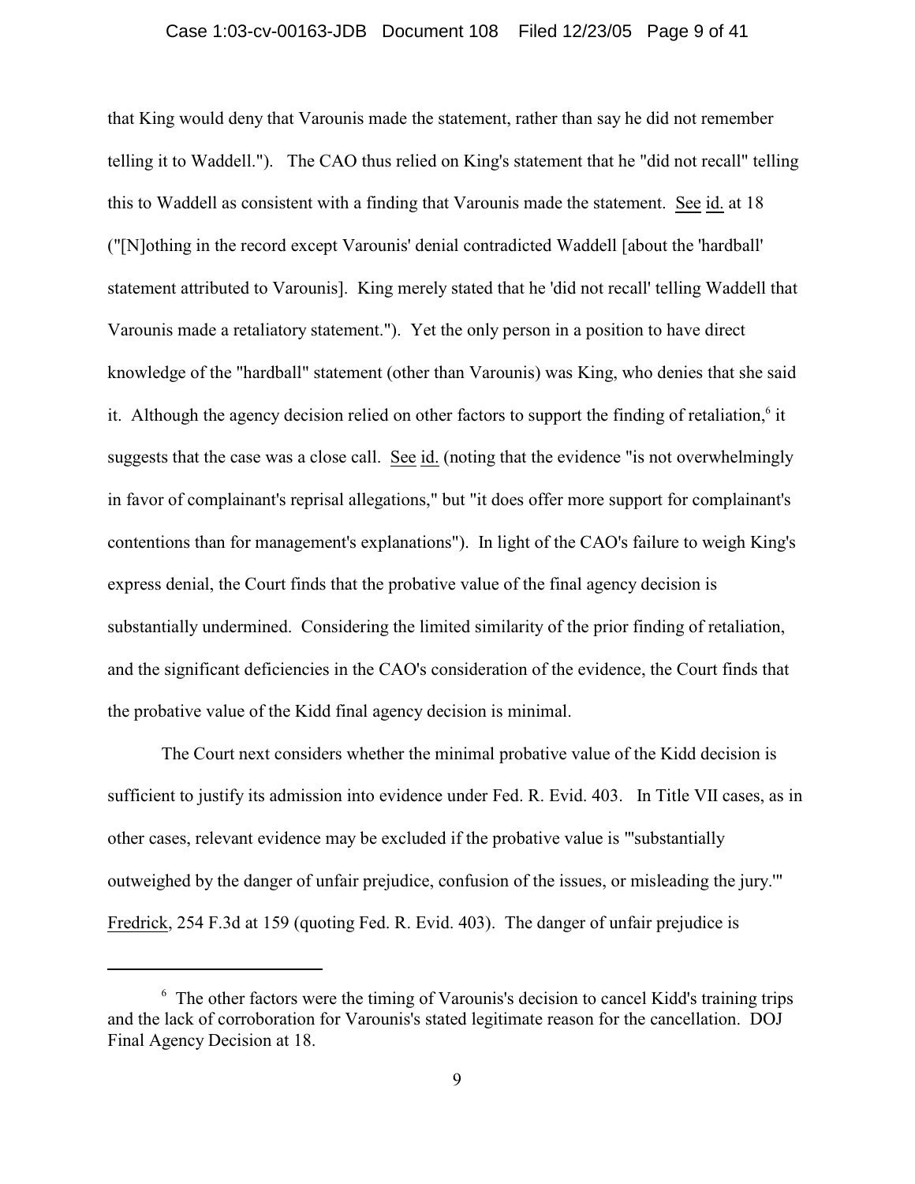that King would deny that Varounis made the statement, rather than say he did not remember telling it to Waddell."). The CAO thus relied on King's statement that he "did not recall" telling this to Waddell as consistent with a finding that Varounis made the statement. See id. at 18 ("[N]othing in the record except Varounis' denial contradicted Waddell [about the 'hardball' statement attributed to Varounis]. King merely stated that he 'did not recall' telling Waddell that Varounis made a retaliatory statement."). Yet the only person in a position to have direct knowledge of the "hardball" statement (other than Varounis) was King, who denies that she said it. Although the agency decision relied on other factors to support the finding of retaliation,[6] it suggests that the case was a close call. See id. (noting that the evidence "is not overwhelmingly in favor of complainant's reprisal allegations," but "it does offer more support for complainant's contentions than for management's explanations"). In light of the CAO's failure to weigh King's express denial, the Court finds that the probative value of the final agency decision is substantially undermined. Considering the limited similarity of the prior finding of retaliation, and the significant deficiencies in the CAO's consideration of the evidence, the Court finds that the probative value of the Kidd final agency decision is minimal.

The Court next considers whether the minimal probative value of the Kidd decision is sufficient to justify its admission into evidence under Fed. R. Evid. 403. In Title VII cases, as in other cases, relevant evidence may be excluded if the probative value is "'substantially outweighed by the danger of unfair prejudice, confusion of the issues, or misleading the jury.'" Fredrick, 254 F.3d at 159 (quoting Fed. R. Evid. 403). The danger of unfair prejudice is

---

[6] The other factors were the timing of Varounis's decision to cancel Kidd's training trips and the lack of corroboration for Varounis's stated legitimate reason for the cancellation. DOJ Final Agency Decision at 18.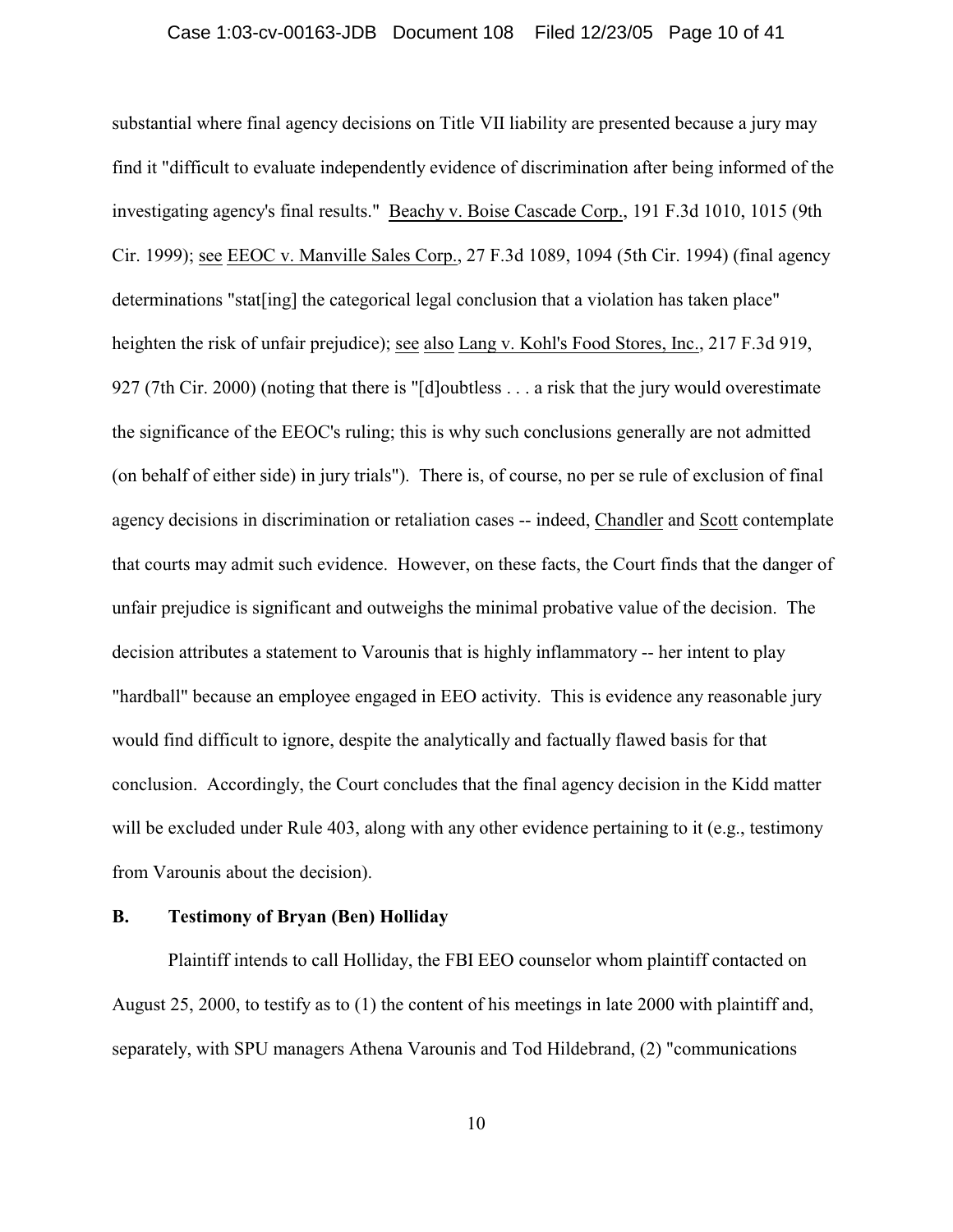substantial where final agency decisions on Title VII liability are presented because a jury may find it "difficult to evaluate independently evidence of discrimination after being informed of the investigating agency's final results." Beachy v. Boise Cascade Corp., 191 F.3d 1010, 1015 (9th Cir. 1999); see EEOC v. Manville Sales Corp., 27 F.3d 1089, 1094 (5th Cir. 1994) (final agency determinations "stat[ing] the categorical legal conclusion that a violation has taken place" heighten the risk of unfair prejudice); see also Lang v. Kohl's Food Stores, Inc., 217 F.3d 919, 927 (7th Cir. 2000) (noting that there is "[d]oubtless . . . a risk that the jury would overestimate the significance of the EEOC's ruling; this is why such conclusions generally are not admitted (on behalf of either side) in jury trials"). There is, of course, no per se rule of exclusion of final agency decisions in discrimination or retaliation cases -- indeed, Chandler and Scott contemplate that courts may admit such evidence. However, on these facts, the Court finds that the danger of unfair prejudice is significant and outweighs the minimal probative value of the decision. The decision attributes a statement to Varounis that is highly inflammatory -- her intent to play "hardball" because an employee engaged in EEO activity. This is evidence any reasonable jury would find difficult to ignore, despite the analytically and factually flawed basis for that conclusion. Accordingly, the Court concludes that the final agency decision in the Kidd matter will be excluded under Rule 403, along with any other evidence pertaining to it (e.g., testimony from Varounis about the decision).

**B. Testimony of Bryan (Ben) Holliday**

Plaintiff intends to call Holliday, the FBI EEO counselor whom plaintiff contacted on August 25, 2000, to testify as to (1) the content of his meetings in late 2000 with plaintiff and, separately, with SPU managers Athena Varounis and Tod Hildebrand, (2) "communications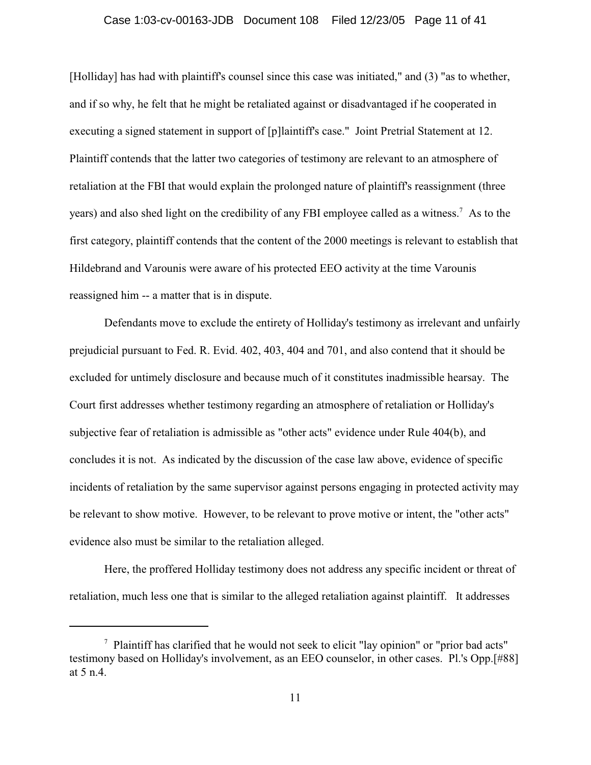[Holliday] has had with plaintiff's counsel since this case was initiated," and (3) "as to whether, and if so why, he felt that he might be retaliated against or disadvantaged if he cooperated in executing a signed statement in support of [p]laintiff's case." Joint Pretrial Statement at 12. Plaintiff contends that the latter two categories of testimony are relevant to an atmosphere of retaliation at the FBI that would explain the prolonged nature of plaintiff's reassignment (three years) and also shed light on the credibility of any FBI employee called as a witness.[7] As to the first category, plaintiff contends that the content of the 2000 meetings is relevant to establish that Hildebrand and Varounis were aware of his protected EEO activity at the time Varounis reassigned him -- a matter that is in dispute.

Defendants move to exclude the entirety of Holliday's testimony as irrelevant and unfairly prejudicial pursuant to Fed. R. Evid. 402, 403, 404 and 701, and also contend that it should be excluded for untimely disclosure and because much of it constitutes inadmissible hearsay. The Court first addresses whether testimony regarding an atmosphere of retaliation or Holliday's subjective fear of retaliation is admissible as "other acts" evidence under Rule 404(b), and concludes it is not. As indicated by the discussion of the case law above, evidence of specific incidents of retaliation by the same supervisor against persons engaging in protected activity may be relevant to show motive. However, to be relevant to prove motive or intent, the "other acts" evidence also must be similar to the retaliation alleged.

Here, the proffered Holliday testimony does not address any specific incident or threat of retaliation, much less one that is similar to the alleged retaliation against plaintiff. It addresses

---

[7] Plaintiff has clarified that he would not seek to elicit "lay opinion" or "prior bad acts" testimony based on Holliday's involvement, as an EEO counselor, in other cases. Pl.'s Opp.[#88] at 5 n.4.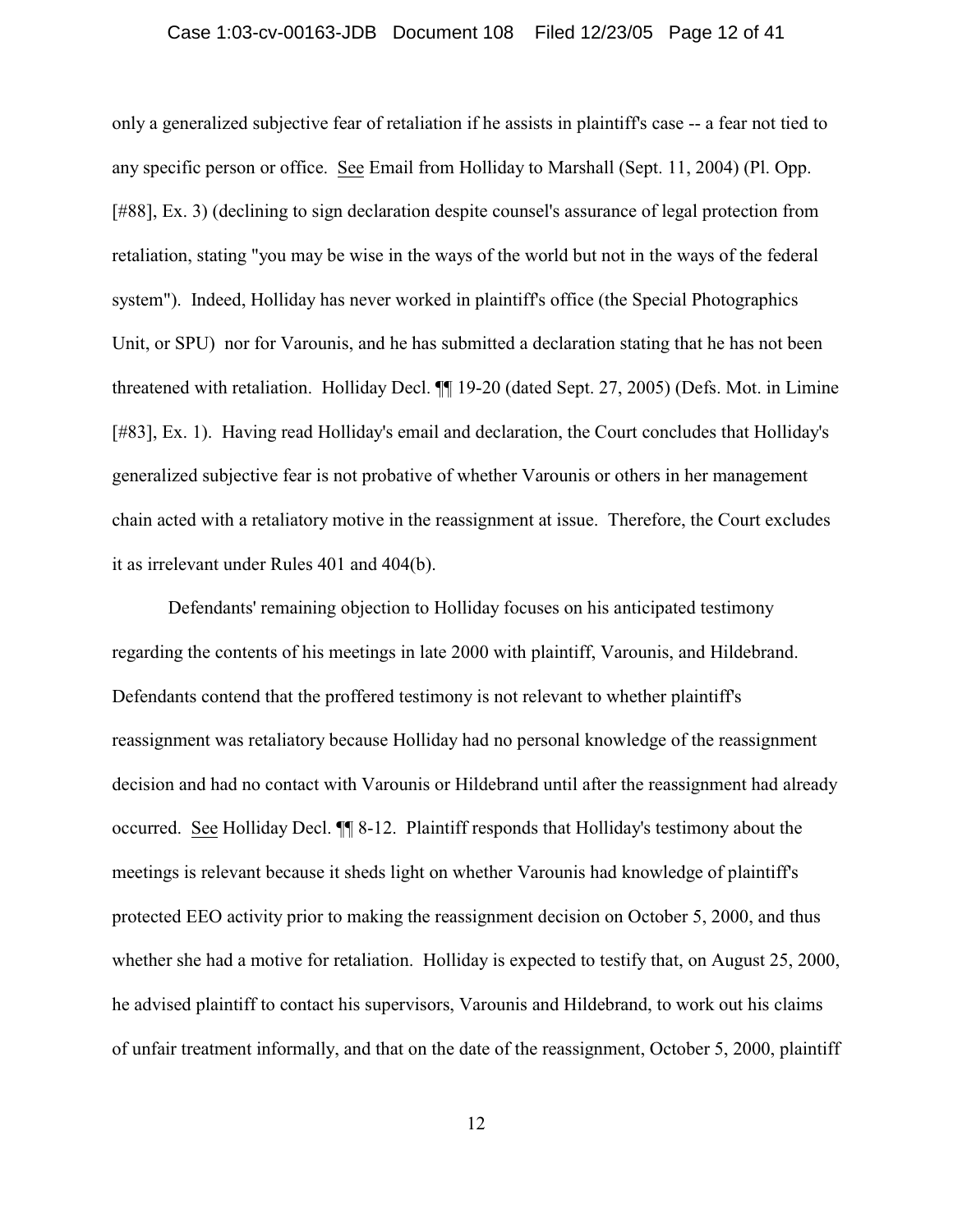only a generalized subjective fear of retaliation if he assists in plaintiff's case -- a fear not tied to any specific person or office. See Email from Holliday to Marshall (Sept. 11, 2004) (Pl. Opp. [#88], Ex. 3) (declining to sign declaration despite counsel's assurance of legal protection from retaliation, stating "you may be wise in the ways of the world but not in the ways of the federal system"). Indeed, Holliday has never worked in plaintiff's office (the Special Photographics Unit, or SPU) nor for Varounis, and he has submitted a declaration stating that he has not been threatened with retaliation. Holliday Decl. ¶¶ 19-20 (dated Sept. 27, 2005) (Defs. Mot. in Limine [#83], Ex. 1). Having read Holliday's email and declaration, the Court concludes that Holliday's generalized subjective fear is not probative of whether Varounis or others in her management chain acted with a retaliatory motive in the reassignment at issue. Therefore, the Court excludes it as irrelevant under Rules 401 and 404(b).

Defendants' remaining objection to Holliday focuses on his anticipated testimony regarding the contents of his meetings in late 2000 with plaintiff, Varounis, and Hildebrand. Defendants contend that the proffered testimony is not relevant to whether plaintiff's reassignment was retaliatory because Holliday had no personal knowledge of the reassignment decision and had no contact with Varounis or Hildebrand until after the reassignment had already occurred. See Holliday Decl. ¶¶ 8-12. Plaintiff responds that Holliday's testimony about the meetings is relevant because it sheds light on whether Varounis had knowledge of plaintiff's protected EEO activity prior to making the reassignment decision on October 5, 2000, and thus whether she had a motive for retaliation. Holliday is expected to testify that, on August 25, 2000, he advised plaintiff to contact his supervisors, Varounis and Hildebrand, to work out his claims of unfair treatment informally, and that on the date of the reassignment, October 5, 2000, plaintiff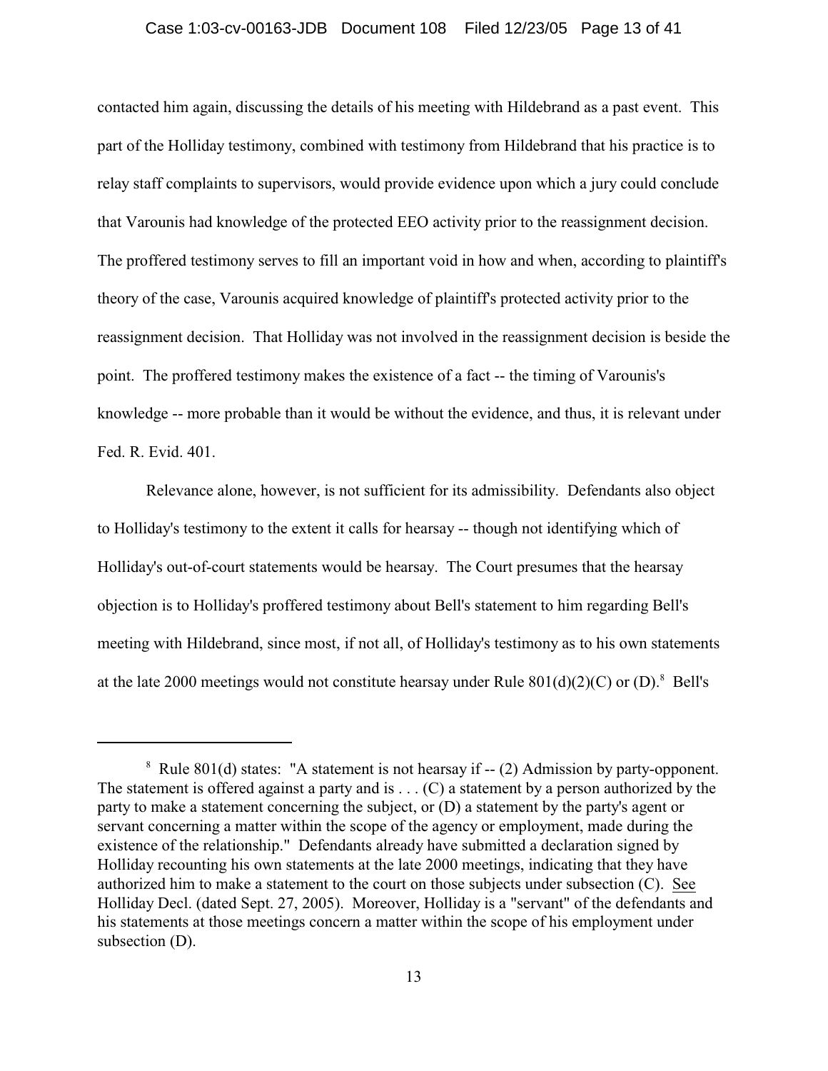contacted him again, discussing the details of his meeting with Hildebrand as a past event. This part of the Holliday testimony, combined with testimony from Hildebrand that his practice is to relay staff complaints to supervisors, would provide evidence upon which a jury could conclude that Varounis had knowledge of the protected EEO activity prior to the reassignment decision. The proffered testimony serves to fill an important void in how and when, according to plaintiff's theory of the case, Varounis acquired knowledge of plaintiff's protected activity prior to the reassignment decision. That Holliday was not involved in the reassignment decision is beside the point. The proffered testimony makes the existence of a fact -- the timing of Varounis's knowledge -- more probable than it would be without the evidence, and thus, it is relevant under Fed. R. Evid. 401.

Relevance alone, however, is not sufficient for its admissibility. Defendants also object to Holliday's testimony to the extent it calls for hearsay -- though not identifying which of Holliday's out-of-court statements would be hearsay. The Court presumes that the hearsay objection is to Holliday's proffered testimony about Bell's statement to him regarding Bell's meeting with Hildebrand, since most, if not all, of Holliday's testimony as to his own statements at the late 2000 meetings would not constitute hearsay under Rule 801(d)(2)(C) or (D).[8] Bell's

---

[8] Rule 801(d) states: "A statement is not hearsay if -- (2) Admission by party-opponent. The statement is offered against a party and is . . . (C) a statement by a person authorized by the party to make a statement concerning the subject, or (D) a statement by the party's agent or servant concerning a matter within the scope of the agency or employment, made during the existence of the relationship." Defendants already have submitted a declaration signed by Holliday recounting his own statements at the late 2000 meetings, indicating that they have authorized him to make a statement to the court on those subjects under subsection (C). See Holliday Decl. (dated Sept. 27, 2005). Moreover, Holliday is a "servant" of the defendants and his statements at those meetings concern a matter within the scope of his employment under subsection (D).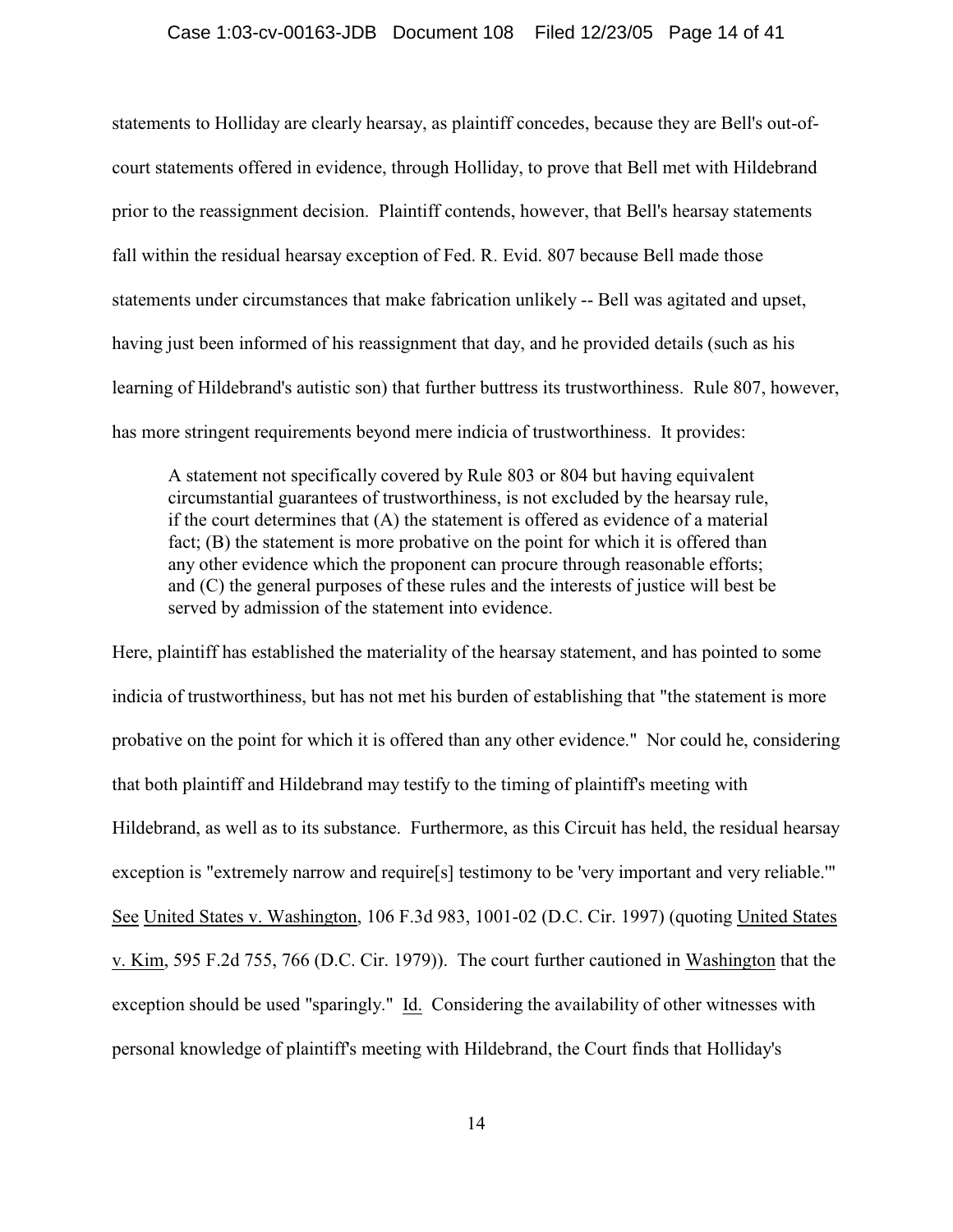statements to Holliday are clearly hearsay, as plaintiff concedes, because they are Bell's out-of-court statements offered in evidence, through Holliday, to prove that Bell met with Hildebrand prior to the reassignment decision. Plaintiff contends, however, that Bell's hearsay statements fall within the residual hearsay exception of Fed. R. Evid. 807 because Bell made those statements under circumstances that make fabrication unlikely -- Bell was agitated and upset, having just been informed of his reassignment that day, and he provided details (such as his learning of Hildebrand's autistic son) that further buttress its trustworthiness. Rule 807, however, has more stringent requirements beyond mere indicia of trustworthiness. It provides:

> A statement not specifically covered by Rule 803 or 804 but having equivalent circumstantial guarantees of trustworthiness, is not excluded by the hearsay rule, if the court determines that (A) the statement is offered as evidence of a material fact; (B) the statement is more probative on the point for which it is offered than any other evidence which the proponent can procure through reasonable efforts; and (C) the general purposes of these rules and the interests of justice will best be served by admission of the statement into evidence.

Here, plaintiff has established the materiality of the hearsay statement, and has pointed to some indicia of trustworthiness, but has not met his burden of establishing that "the statement is more probative on the point for which it is offered than any other evidence." Nor could he, considering that both plaintiff and Hildebrand may testify to the timing of plaintiff's meeting with Hildebrand, as well as to its substance. Furthermore, as this Circuit has held, the residual hearsay exception is "extremely narrow and require[s] testimony to be 'very important and very reliable.'" See United States v. Washington, 106 F.3d 983, 1001-02 (D.C. Cir. 1997) (quoting United States v. Kim, 595 F.2d 755, 766 (D.C. Cir. 1979)). The court further cautioned in Washington that the exception should be used "sparingly." Id. Considering the availability of other witnesses with personal knowledge of plaintiff's meeting with Hildebrand, the Court finds that Holliday's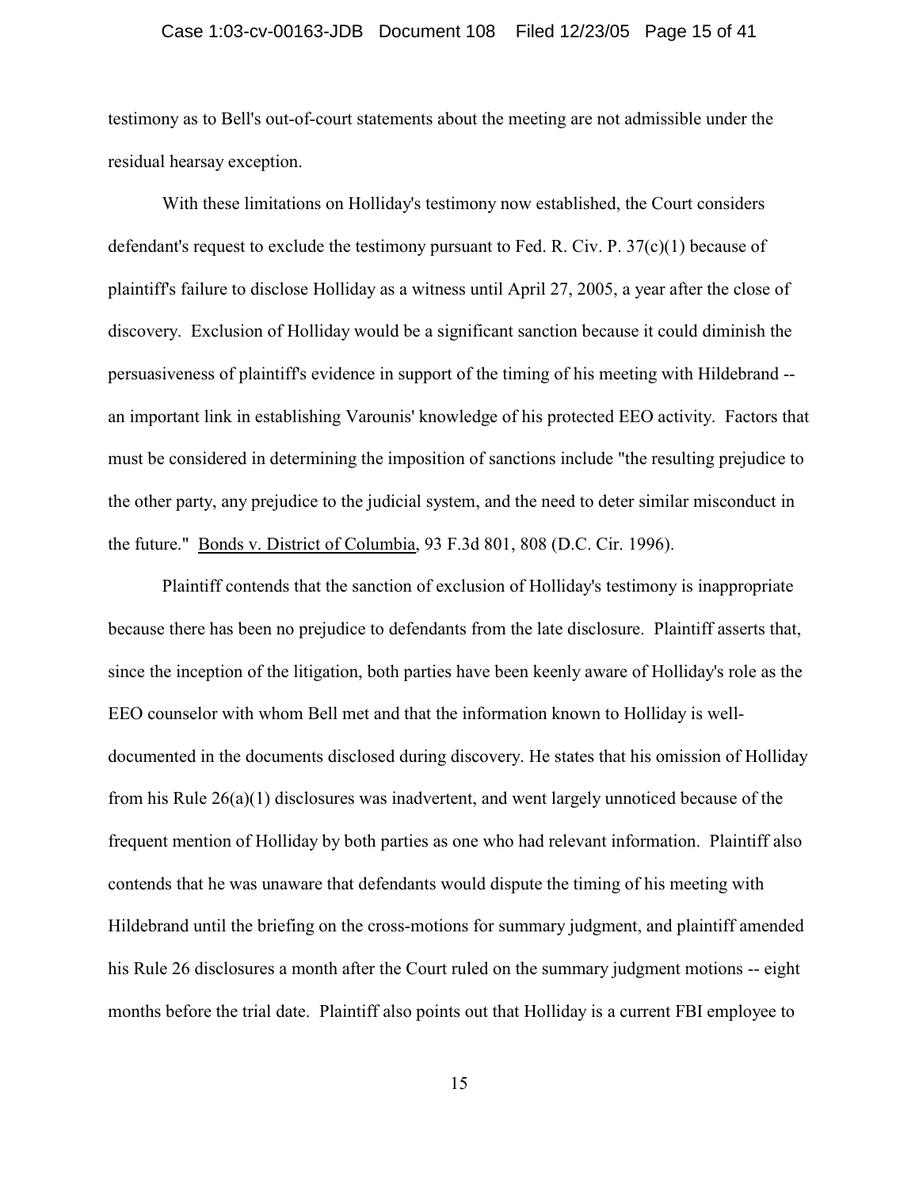testimony as to Bell's out-of-court statements about the meeting are not admissible under the residual hearsay exception.

With these limitations on Holliday's testimony now established, the Court considers defendant's request to exclude the testimony pursuant to Fed. R. Civ. P. 37(c)(1) because of plaintiff's failure to disclose Holliday as a witness until April 27, 2005, a year after the close of discovery. Exclusion of Holliday would be a significant sanction because it could diminish the persuasiveness of plaintiff's evidence in support of the timing of his meeting with Hildebrand -- an important link in establishing Varounis' knowledge of his protected EEO activity. Factors that must be considered in determining the imposition of sanctions include "the resulting prejudice to the other party, any prejudice to the judicial system, and the need to deter similar misconduct in the future." Bonds v. District of Columbia, 93 F.3d 801, 808 (D.C. Cir. 1996).

Plaintiff contends that the sanction of exclusion of Holliday's testimony is inappropriate because there has been no prejudice to defendants from the late disclosure. Plaintiff asserts that, since the inception of the litigation, both parties have been keenly aware of Holliday's role as the EEO counselor with whom Bell met and that the information known to Holliday is well-documented in the documents disclosed during discovery. He states that his omission of Holliday from his Rule 26(a)(1) disclosures was inadvertent, and went largely unnoticed because of the frequent mention of Holliday by both parties as one who had relevant information. Plaintiff also contends that he was unaware that defendants would dispute the timing of his meeting with Hildebrand until the briefing on the cross-motions for summary judgment, and plaintiff amended his Rule 26 disclosures a month after the Court ruled on the summary judgment motions -- eight months before the trial date. Plaintiff also points out that Holliday is a current FBI employee to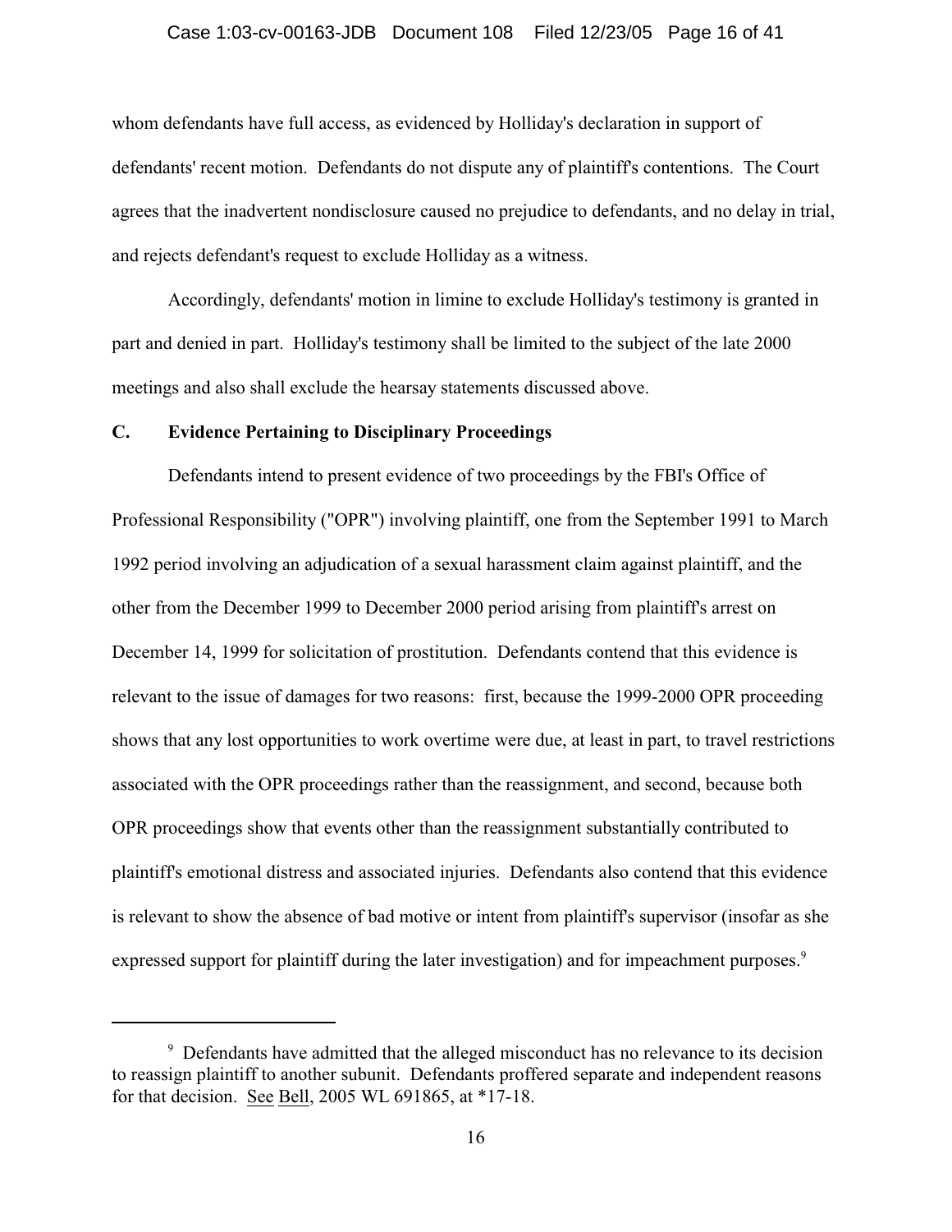whom defendants have full access, as evidenced by Holliday's declaration in support of defendants' recent motion. Defendants do not dispute any of plaintiff's contentions. The Court agrees that the inadvertent nondisclosure caused no prejudice to defendants, and no delay in trial, and rejects defendant's request to exclude Holliday as a witness.

Accordingly, defendants' motion in limine to exclude Holliday's testimony is granted in part and denied in part. Holliday's testimony shall be limited to the subject of the late 2000 meetings and also shall exclude the hearsay statements discussed above.

**C. Evidence Pertaining to Disciplinary Proceedings**

Defendants intend to present evidence of two proceedings by the FBI's Office of Professional Responsibility ("OPR") involving plaintiff, one from the September 1991 to March 1992 period involving an adjudication of a sexual harassment claim against plaintiff, and the other from the December 1999 to December 2000 period arising from plaintiff's arrest on December 14, 1999 for solicitation of prostitution. Defendants contend that this evidence is relevant to the issue of damages for two reasons: first, because the 1999-2000 OPR proceeding shows that any lost opportunities to work overtime were due, at least in part, to travel restrictions associated with the OPR proceedings rather than the reassignment, and second, because both OPR proceedings show that events other than the reassignment substantially contributed to plaintiff's emotional distress and associated injuries. Defendants also contend that this evidence is relevant to show the absence of bad motive or intent from plaintiff's supervisor (insofar as she expressed support for plaintiff during the later investigation) and for impeachment purposes.[9]

[9] Defendants have admitted that the alleged misconduct has no relevance to its decision to reassign plaintiff to another subunit. Defendants proffered separate and independent reasons for that decision. See Bell, 2005 WL 691865, at *17-18.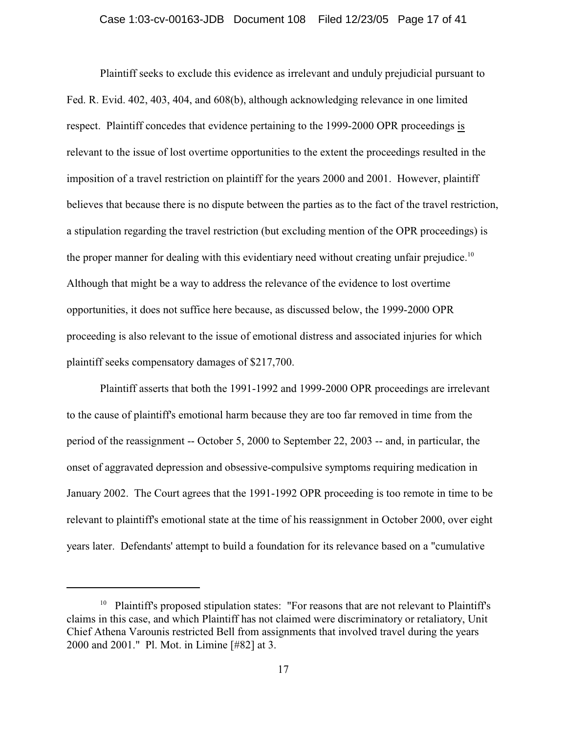Plaintiff seeks to exclude this evidence as irrelevant and unduly prejudicial pursuant to Fed. R. Evid. 402, 403, 404, and 608(b), although acknowledging relevance in one limited respect. Plaintiff concedes that evidence pertaining to the 1999-2000 OPR proceedings <u>is</u> relevant to the issue of lost overtime opportunities to the extent the proceedings resulted in the imposition of a travel restriction on plaintiff for the years 2000 and 2001. However, plaintiff believes that because there is no dispute between the parties as to the fact of the travel restriction, a stipulation regarding the travel restriction (but excluding mention of the OPR proceedings) is the proper manner for dealing with this evidentiary need without creating unfair prejudice.[10] Although that might be a way to address the relevance of the evidence to lost overtime opportunities, it does not suffice here because, as discussed below, the 1999-2000 OPR proceeding is also relevant to the issue of emotional distress and associated injuries for which plaintiff seeks compensatory damages of $217,700.

Plaintiff asserts that both the 1991-1992 and 1999-2000 OPR proceedings are irrelevant to the cause of plaintiff's emotional harm because they are too far removed in time from the period of the reassignment -- October 5, 2000 to September 22, 2003 -- and, in particular, the onset of aggravated depression and obsessive-compulsive symptoms requiring medication in January 2002. The Court agrees that the 1991-1992 OPR proceeding is too remote in time to be relevant to plaintiff's emotional state at the time of his reassignment in October 2000, over eight years later. Defendants' attempt to build a foundation for its relevance based on a "cumulative

---

[10] Plaintiff's proposed stipulation states: "For reasons that are not relevant to Plaintiff's claims in this case, and which Plaintiff has not claimed were discriminatory or retaliatory, Unit Chief Athena Varounis restricted Bell from assignments that involved travel during the years 2000 and 2001." Pl. Mot. in Limine [#82] at 3.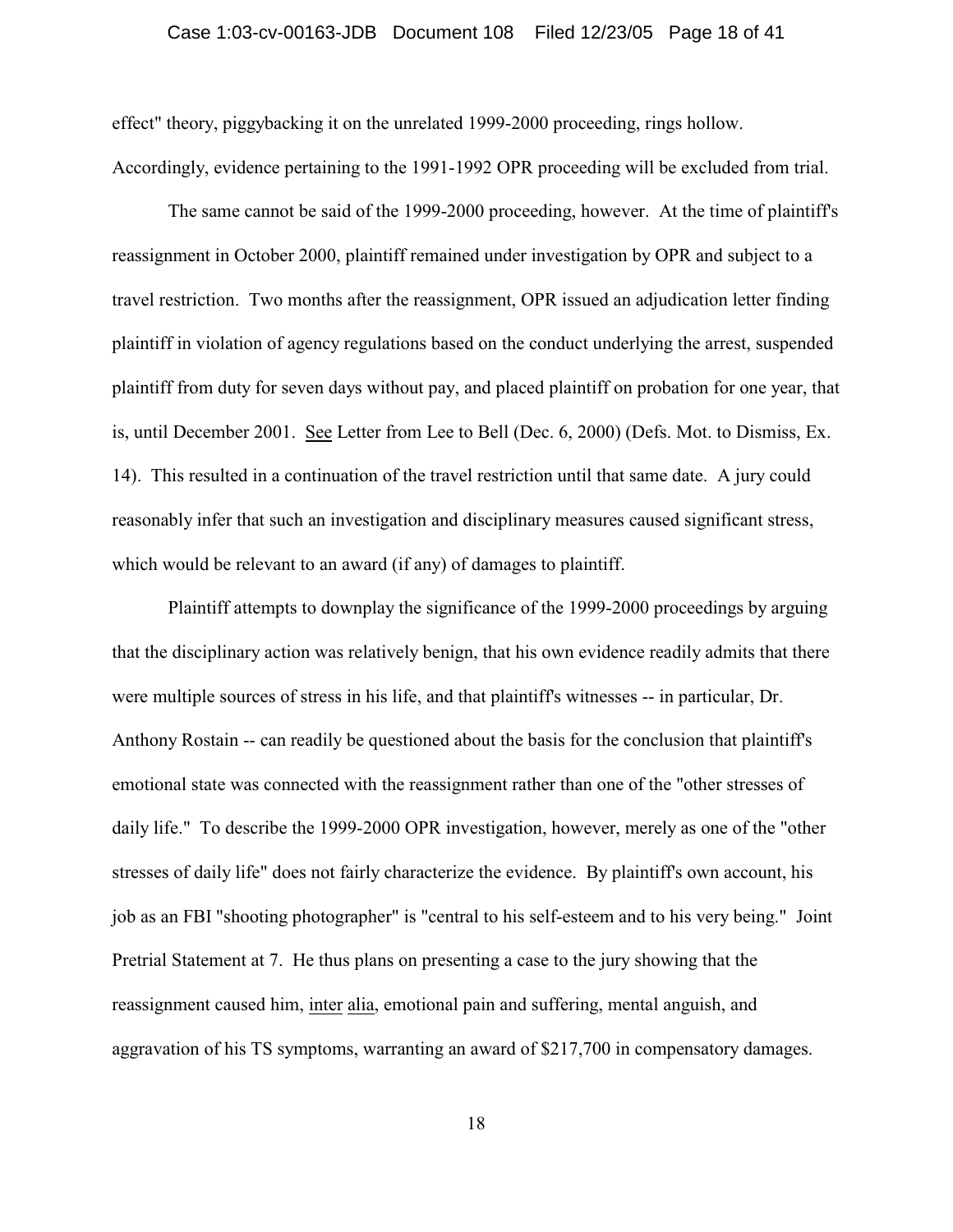effect" theory, piggybacking it on the unrelated 1999-2000 proceeding, rings hollow. Accordingly, evidence pertaining to the 1991-1992 OPR proceeding will be excluded from trial.

The same cannot be said of the 1999-2000 proceeding, however. At the time of plaintiff's reassignment in October 2000, plaintiff remained under investigation by OPR and subject to a travel restriction. Two months after the reassignment, OPR issued an adjudication letter finding plaintiff in violation of agency regulations based on the conduct underlying the arrest, suspended plaintiff from duty for seven days without pay, and placed plaintiff on probation for one year, that is, until December 2001. See Letter from Lee to Bell (Dec. 6, 2000) (Defs. Mot. to Dismiss, Ex. 14). This resulted in a continuation of the travel restriction until that same date. A jury could reasonably infer that such an investigation and disciplinary measures caused significant stress, which would be relevant to an award (if any) of damages to plaintiff.

Plaintiff attempts to downplay the significance of the 1999-2000 proceedings by arguing that the disciplinary action was relatively benign, that his own evidence readily admits that there were multiple sources of stress in his life, and that plaintiff's witnesses -- in particular, Dr. Anthony Rostain -- can readily be questioned about the basis for the conclusion that plaintiff's emotional state was connected with the reassignment rather than one of the "other stresses of daily life." To describe the 1999-2000 OPR investigation, however, merely as one of the "other stresses of daily life" does not fairly characterize the evidence. By plaintiff's own account, his job as an FBI "shooting photographer" is "central to his self-esteem and to his very being." Joint Pretrial Statement at 7. He thus plans on presenting a case to the jury showing that the reassignment caused him, inter alia, emotional pain and suffering, mental anguish, and aggravation of his TS symptoms, warranting an award of $217,700 in compensatory damages.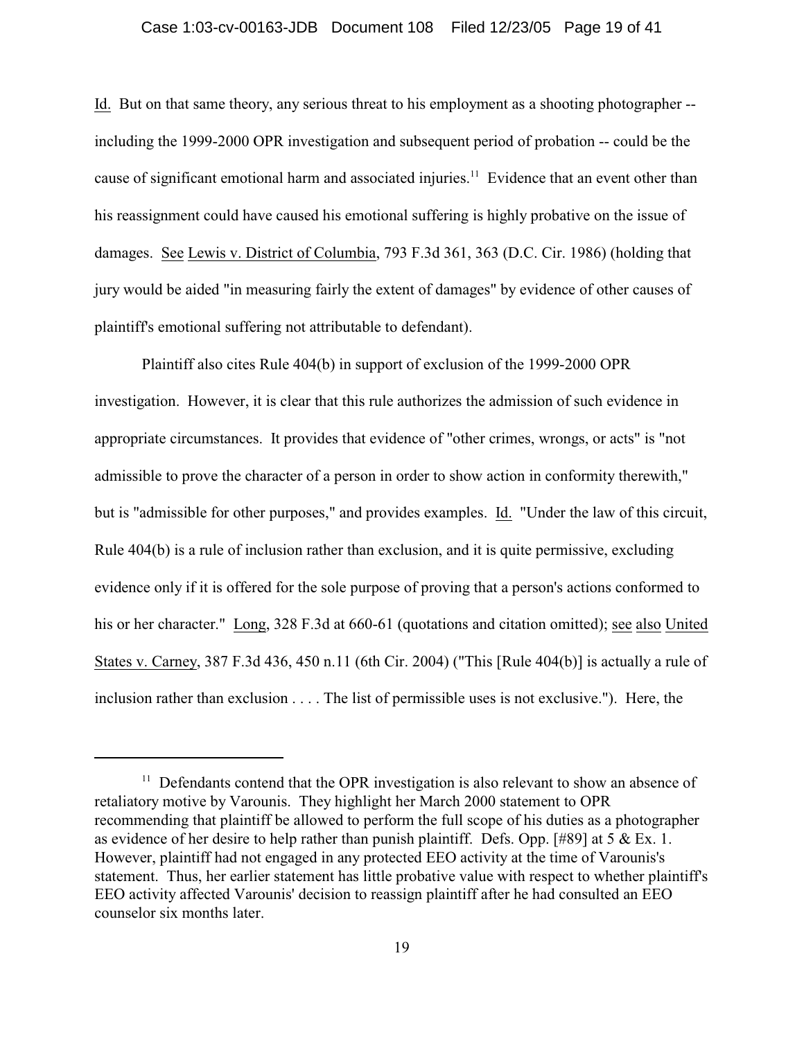Id. But on that same theory, any serious threat to his employment as a shooting photographer -- including the 1999-2000 OPR investigation and subsequent period of probation -- could be the cause of significant emotional harm and associated injuries.[11] Evidence that an event other than his reassignment could have caused his emotional suffering is highly probative on the issue of damages. See Lewis v. District of Columbia, 793 F.3d 361, 363 (D.C. Cir. 1986) (holding that jury would be aided "in measuring fairly the extent of damages" by evidence of other causes of plaintiff's emotional suffering not attributable to defendant).

Plaintiff also cites Rule 404(b) in support of exclusion of the 1999-2000 OPR investigation. However, it is clear that this rule authorizes the admission of such evidence in appropriate circumstances. It provides that evidence of "other crimes, wrongs, or acts" is "not admissible to prove the character of a person in order to show action in conformity therewith," but is "admissible for other purposes," and provides examples. Id. "Under the law of this circuit, Rule 404(b) is a rule of inclusion rather than exclusion, and it is quite permissive, excluding evidence only if it is offered for the sole purpose of proving that a person's actions conformed to his or her character." Long, 328 F.3d at 660-61 (quotations and citation omitted); see also United States v. Carney, 387 F.3d 436, 450 n.11 (6th Cir. 2004) ("This [Rule 404(b)] is actually a rule of inclusion rather than exclusion . . . . The list of permissible uses is not exclusive."). Here, the

---

[11] Defendants contend that the OPR investigation is also relevant to show an absence of retaliatory motive by Varounis. They highlight her March 2000 statement to OPR recommending that plaintiff be allowed to perform the full scope of his duties as a photographer as evidence of her desire to help rather than punish plaintiff. Defs. Opp. [#89] at 5 & Ex. 1. However, plaintiff had not engaged in any protected EEO activity at the time of Varounis's statement. Thus, her earlier statement has little probative value with respect to whether plaintiff's EEO activity affected Varounis' decision to reassign plaintiff after he had consulted an EEO counselor six months later.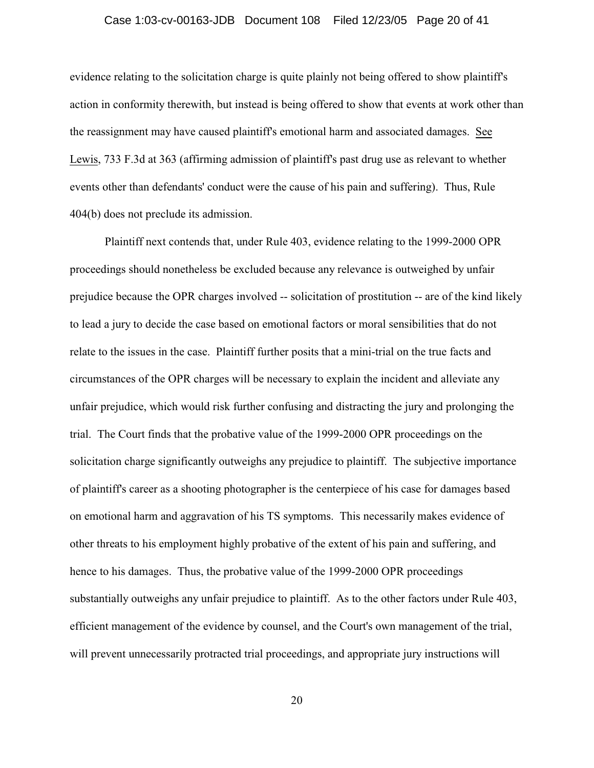evidence relating to the solicitation charge is quite plainly not being offered to show plaintiff's action in conformity therewith, but instead is being offered to show that events at work other than the reassignment may have caused plaintiff's emotional harm and associated damages. See Lewis, 733 F.3d at 363 (affirming admission of plaintiff's past drug use as relevant to whether events other than defendants' conduct were the cause of his pain and suffering). Thus, Rule 404(b) does not preclude its admission.

Plaintiff next contends that, under Rule 403, evidence relating to the 1999-2000 OPR proceedings should nonetheless be excluded because any relevance is outweighed by unfair prejudice because the OPR charges involved -- solicitation of prostitution -- are of the kind likely to lead a jury to decide the case based on emotional factors or moral sensibilities that do not relate to the issues in the case. Plaintiff further posits that a mini-trial on the true facts and circumstances of the OPR charges will be necessary to explain the incident and alleviate any unfair prejudice, which would risk further confusing and distracting the jury and prolonging the trial. The Court finds that the probative value of the 1999-2000 OPR proceedings on the solicitation charge significantly outweighs any prejudice to plaintiff. The subjective importance of plaintiff's career as a shooting photographer is the centerpiece of his case for damages based on emotional harm and aggravation of his TS symptoms. This necessarily makes evidence of other threats to his employment highly probative of the extent of his pain and suffering, and hence to his damages. Thus, the probative value of the 1999-2000 OPR proceedings substantially outweighs any unfair prejudice to plaintiff. As to the other factors under Rule 403, efficient management of the evidence by counsel, and the Court's own management of the trial, will prevent unnecessarily protracted trial proceedings, and appropriate jury instructions will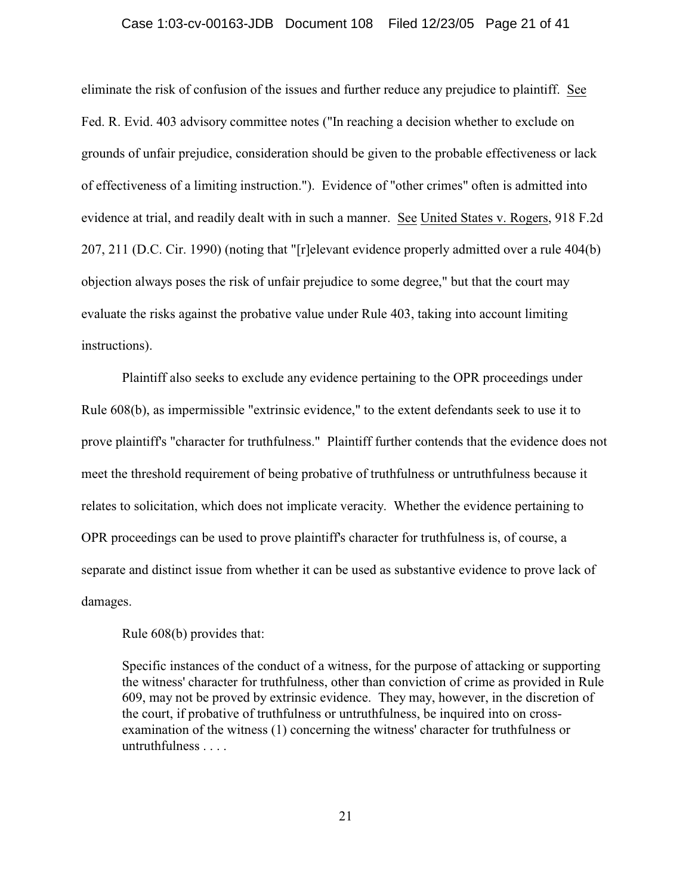eliminate the risk of confusion of the issues and further reduce any prejudice to plaintiff. See Fed. R. Evid. 403 advisory committee notes ("In reaching a decision whether to exclude on grounds of unfair prejudice, consideration should be given to the probable effectiveness or lack of effectiveness of a limiting instruction."). Evidence of "other crimes" often is admitted into evidence at trial, and readily dealt with in such a manner. See United States v. Rogers, 918 F.2d 207, 211 (D.C. Cir. 1990) (noting that "[r]elevant evidence properly admitted over a rule 404(b) objection always poses the risk of unfair prejudice to some degree," but that the court may evaluate the risks against the probative value under Rule 403, taking into account limiting instructions).

Plaintiff also seeks to exclude any evidence pertaining to the OPR proceedings under Rule 608(b), as impermissible "extrinsic evidence," to the extent defendants seek to use it to prove plaintiff's "character for truthfulness." Plaintiff further contends that the evidence does not meet the threshold requirement of being probative of truthfulness or untruthfulness because it relates to solicitation, which does not implicate veracity. Whether the evidence pertaining to OPR proceedings can be used to prove plaintiff's character for truthfulness is, of course, a separate and distinct issue from whether it can be used as substantive evidence to prove lack of damages.

Rule 608(b) provides that:

> Specific instances of the conduct of a witness, for the purpose of attacking or supporting the witness' character for truthfulness, other than conviction of crime as provided in Rule 609, may not be proved by extrinsic evidence. They may, however, in the discretion of the court, if probative of truthfulness or untruthfulness, be inquired into on cross-examination of the witness (1) concerning the witness' character for truthfulness or untruthfulness . . . .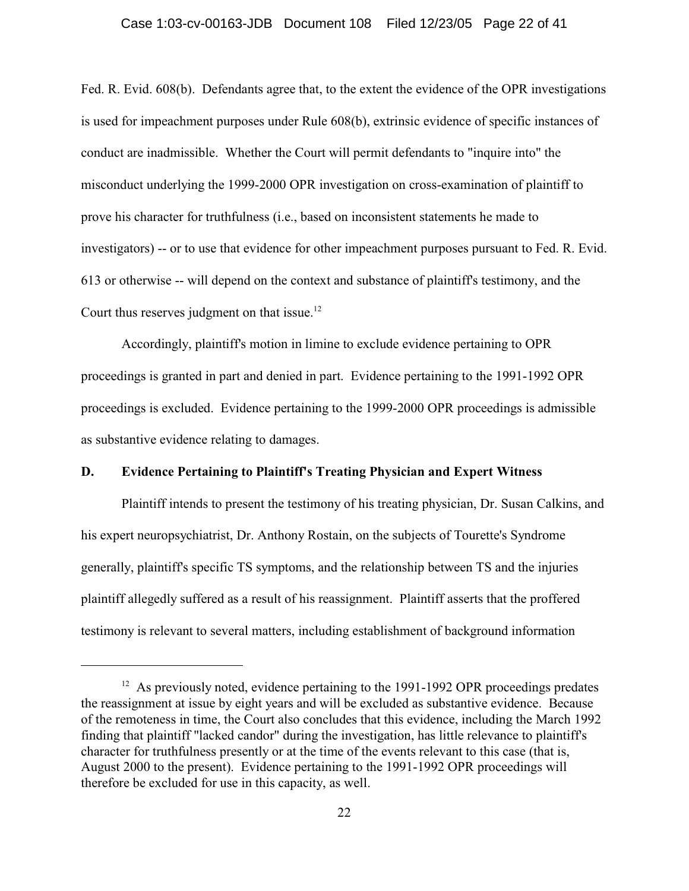Fed. R. Evid. 608(b). Defendants agree that, to the extent the evidence of the OPR investigations is used for impeachment purposes under Rule 608(b), extrinsic evidence of specific instances of conduct are inadmissible. Whether the Court will permit defendants to "inquire into" the misconduct underlying the 1999-2000 OPR investigation on cross-examination of plaintiff to prove his character for truthfulness (i.e., based on inconsistent statements he made to investigators) -- or to use that evidence for other impeachment purposes pursuant to Fed. R. Evid. 613 or otherwise -- will depend on the context and substance of plaintiff's testimony, and the Court thus reserves judgment on that issue.[12]

Accordingly, plaintiff's motion in limine to exclude evidence pertaining to OPR proceedings is granted in part and denied in part. Evidence pertaining to the 1991-1992 OPR proceedings is excluded. Evidence pertaining to the 1999-2000 OPR proceedings is admissible as substantive evidence relating to damages.

**D. Evidence Pertaining to Plaintiff's Treating Physician and Expert Witness**

Plaintiff intends to present the testimony of his treating physician, Dr. Susan Calkins, and his expert neuropsychiatrist, Dr. Anthony Rostain, on the subjects of Tourette's Syndrome generally, plaintiff's specific TS symptoms, and the relationship between TS and the injuries plaintiff allegedly suffered as a result of his reassignment. Plaintiff asserts that the proffered testimony is relevant to several matters, including establishment of background information

---

[12] As previously noted, evidence pertaining to the 1991-1992 OPR proceedings predates the reassignment at issue by eight years and will be excluded as substantive evidence. Because of the remoteness in time, the Court also concludes that this evidence, including the March 1992 finding that plaintiff "lacked candor" during the investigation, has little relevance to plaintiff's character for truthfulness presently or at the time of the events relevant to this case (that is, August 2000 to the present). Evidence pertaining to the 1991-1992 OPR proceedings will therefore be excluded for use in this capacity, as well.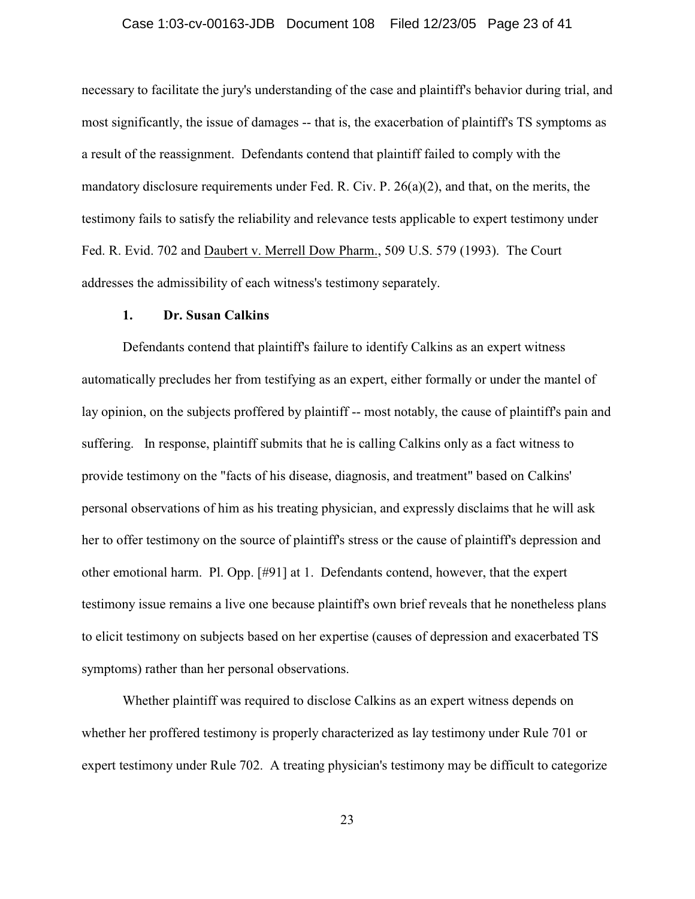necessary to facilitate the jury's understanding of the case and plaintiff's behavior during trial, and most significantly, the issue of damages -- that is, the exacerbation of plaintiff's TS symptoms as a result of the reassignment. Defendants contend that plaintiff failed to comply with the mandatory disclosure requirements under Fed. R. Civ. P. 26(a)(2), and that, on the merits, the testimony fails to satisfy the reliability and relevance tests applicable to expert testimony under Fed. R. Evid. 702 and Daubert v. Merrell Dow Pharm., 509 U.S. 579 (1993). The Court addresses the admissibility of each witness's testimony separately.

**1. Dr. Susan Calkins**

Defendants contend that plaintiff's failure to identify Calkins as an expert witness automatically precludes her from testifying as an expert, either formally or under the mantel of lay opinion, on the subjects proffered by plaintiff -- most notably, the cause of plaintiff's pain and suffering. In response, plaintiff submits that he is calling Calkins only as a fact witness to provide testimony on the "facts of his disease, diagnosis, and treatment" based on Calkins' personal observations of him as his treating physician, and expressly disclaims that he will ask her to offer testimony on the source of plaintiff's stress or the cause of plaintiff's depression and other emotional harm. Pl. Opp. [#91] at 1. Defendants contend, however, that the expert testimony issue remains a live one because plaintiff's own brief reveals that he nonetheless plans to elicit testimony on subjects based on her expertise (causes of depression and exacerbated TS symptoms) rather than her personal observations.

Whether plaintiff was required to disclose Calkins as an expert witness depends on whether her proffered testimony is properly characterized as lay testimony under Rule 701 or expert testimony under Rule 702. A treating physician's testimony may be difficult to categorize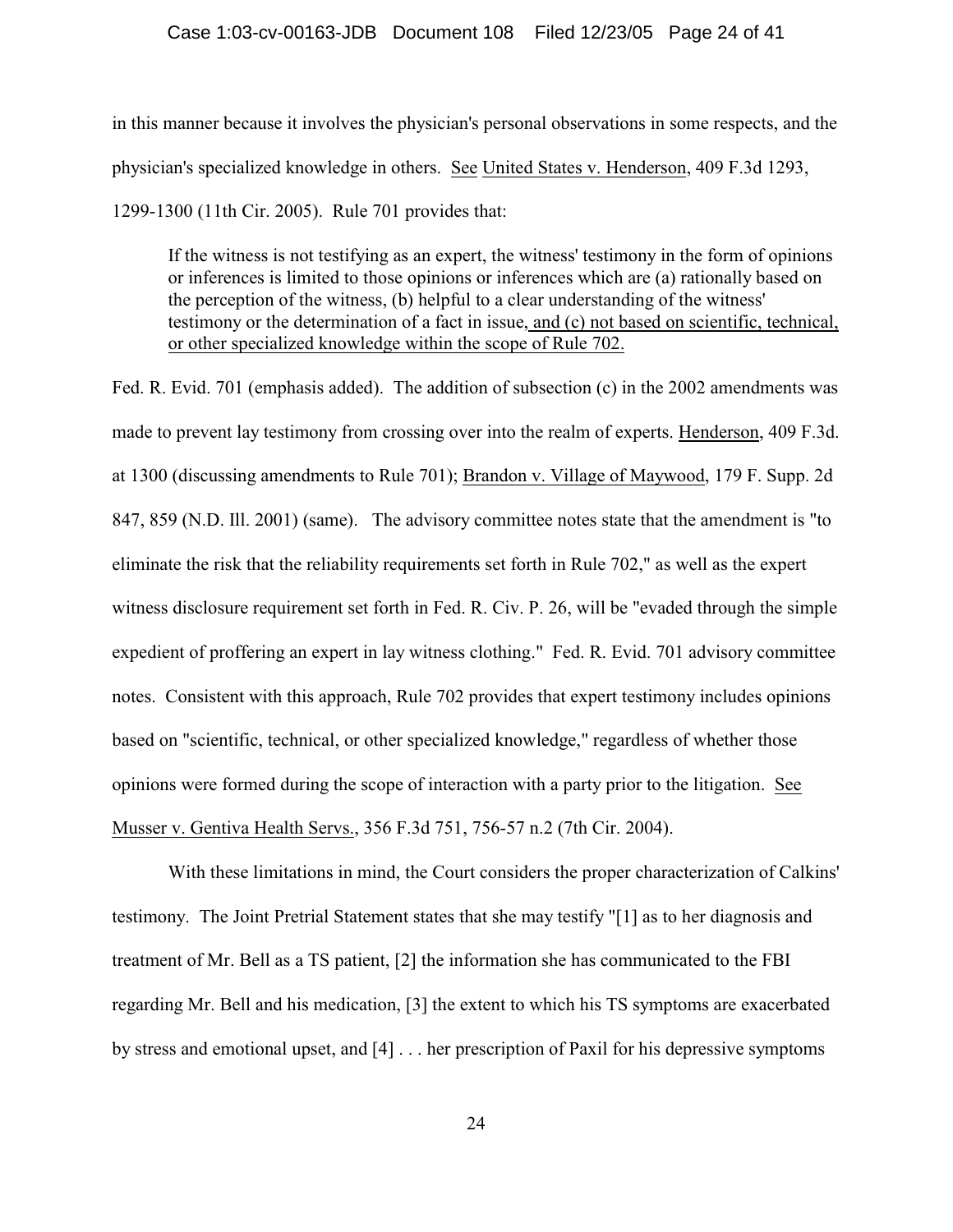in this manner because it involves the physician's personal observations in some respects, and the physician's specialized knowledge in others. See United States v. Henderson, 409 F.3d 1293, 1299-1300 (11th Cir. 2005). Rule 701 provides that:

> If the witness is not testifying as an expert, the witness' testimony in the form of opinions or inferences is limited to those opinions or inferences which are (a) rationally based on the perception of the witness, (b) helpful to a clear understanding of the witness' testimony or the determination of a fact in issue, and (c) not based on scientific, technical, or other specialized knowledge within the scope of Rule 702.

Fed. R. Evid. 701 (emphasis added). The addition of subsection (c) in the 2002 amendments was made to prevent lay testimony from crossing over into the realm of experts. Henderson, 409 F.3d. at 1300 (discussing amendments to Rule 701); Brandon v. Village of Maywood, 179 F. Supp. 2d 847, 859 (N.D. Ill. 2001) (same). The advisory committee notes state that the amendment is "to eliminate the risk that the reliability requirements set forth in Rule 702," as well as the expert witness disclosure requirement set forth in Fed. R. Civ. P. 26, will be "evaded through the simple expedient of proffering an expert in lay witness clothing." Fed. R. Evid. 701 advisory committee notes. Consistent with this approach, Rule 702 provides that expert testimony includes opinions based on "scientific, technical, or other specialized knowledge," regardless of whether those opinions were formed during the scope of interaction with a party prior to the litigation. See Musser v. Gentiva Health Servs., 356 F.3d 751, 756-57 n.2 (7th Cir. 2004).

With these limitations in mind, the Court considers the proper characterization of Calkins' testimony. The Joint Pretrial Statement states that she may testify "[1] as to her diagnosis and treatment of Mr. Bell as a TS patient, [2] the information she has communicated to the FBI regarding Mr. Bell and his medication, [3] the extent to which his TS symptoms are exacerbated by stress and emotional upset, and [4] . . . her prescription of Paxil for his depressive symptoms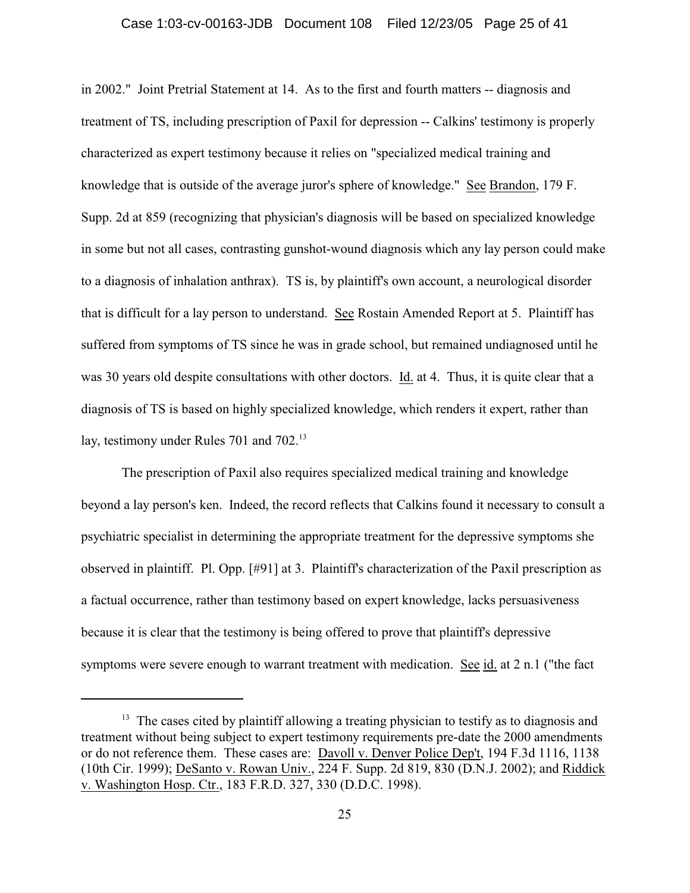in 2002." Joint Pretrial Statement at 14. As to the first and fourth matters -- diagnosis and treatment of TS, including prescription of Paxil for depression -- Calkins' testimony is properly characterized as expert testimony because it relies on "specialized medical training and knowledge that is outside of the average juror's sphere of knowledge." See Brandon, 179 F. Supp. 2d at 859 (recognizing that physician's diagnosis will be based on specialized knowledge in some but not all cases, contrasting gunshot-wound diagnosis which any lay person could make to a diagnosis of inhalation anthrax). TS is, by plaintiff's own account, a neurological disorder that is difficult for a lay person to understand. See Rostain Amended Report at 5. Plaintiff has suffered from symptoms of TS since he was in grade school, but remained undiagnosed until he was 30 years old despite consultations with other doctors. Id. at 4. Thus, it is quite clear that a diagnosis of TS is based on highly specialized knowledge, which renders it expert, rather than lay, testimony under Rules 701 and 702.[13]

The prescription of Paxil also requires specialized medical training and knowledge beyond a lay person's ken. Indeed, the record reflects that Calkins found it necessary to consult a psychiatric specialist in determining the appropriate treatment for the depressive symptoms she observed in plaintiff. Pl. Opp. [#91] at 3. Plaintiff's characterization of the Paxil prescription as a factual occurrence, rather than testimony based on expert knowledge, lacks persuasiveness because it is clear that the testimony is being offered to prove that plaintiff's depressive symptoms were severe enough to warrant treatment with medication. See id. at 2 n.1 ("the fact

---

[13] The cases cited by plaintiff allowing a treating physician to testify as to diagnosis and treatment without being subject to expert testimony requirements pre-date the 2000 amendments or do not reference them. These cases are: Davoll v. Denver Police Dep't, 194 F.3d 1116, 1138 (10th Cir. 1999); DeSanto v. Rowan Univ., 224 F. Supp. 2d 819, 830 (D.N.J. 2002); and Riddick v. Washington Hosp. Ctr., 183 F.R.D. 327, 330 (D.D.C. 1998).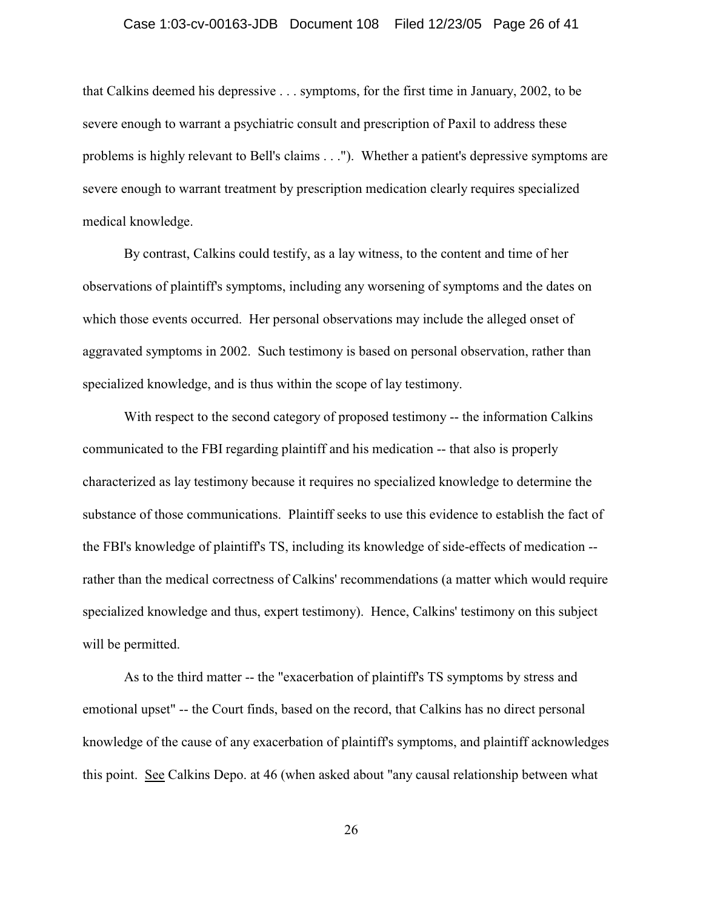that Calkins deemed his depressive . . . symptoms, for the first time in January, 2002, to be severe enough to warrant a psychiatric consult and prescription of Paxil to address these problems is highly relevant to Bell's claims . . ."). Whether a patient's depressive symptoms are severe enough to warrant treatment by prescription medication clearly requires specialized medical knowledge.

By contrast, Calkins could testify, as a lay witness, to the content and time of her observations of plaintiff's symptoms, including any worsening of symptoms and the dates on which those events occurred. Her personal observations may include the alleged onset of aggravated symptoms in 2002. Such testimony is based on personal observation, rather than specialized knowledge, and is thus within the scope of lay testimony.

With respect to the second category of proposed testimony -- the information Calkins communicated to the FBI regarding plaintiff and his medication -- that also is properly characterized as lay testimony because it requires no specialized knowledge to determine the substance of those communications. Plaintiff seeks to use this evidence to establish the fact of the FBI's knowledge of plaintiff's TS, including its knowledge of side-effects of medication -- rather than the medical correctness of Calkins' recommendations (a matter which would require specialized knowledge and thus, expert testimony). Hence, Calkins' testimony on this subject will be permitted.

As to the third matter -- the "exacerbation of plaintiff's TS symptoms by stress and emotional upset" -- the Court finds, based on the record, that Calkins has no direct personal knowledge of the cause of any exacerbation of plaintiff's symptoms, and plaintiff acknowledges this point. See Calkins Depo. at 46 (when asked about "any causal relationship between what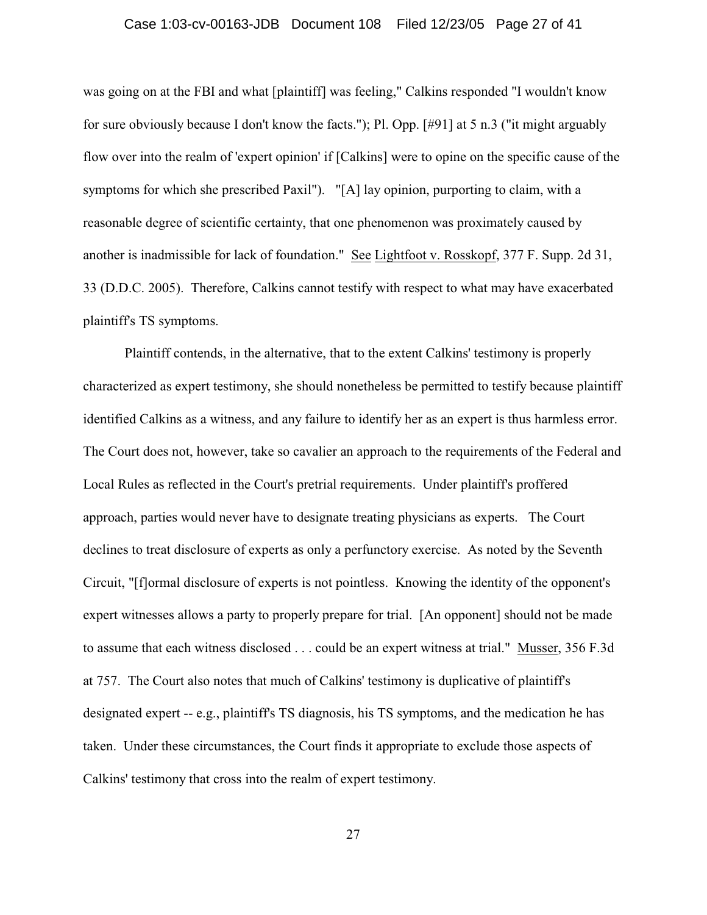was going on at the FBI and what [plaintiff] was feeling," Calkins responded "I wouldn't know for sure obviously because I don't know the facts."); Pl. Opp. [#91] at 5 n.3 ("it might arguably flow over into the realm of 'expert opinion' if [Calkins] were to opine on the specific cause of the symptoms for which she prescribed Paxil"). "[A] lay opinion, purporting to claim, with a reasonable degree of scientific certainty, that one phenomenon was proximately caused by another is inadmissible for lack of foundation." See Lightfoot v. Rosskopf, 377 F. Supp. 2d 31, 33 (D.D.C. 2005). Therefore, Calkins cannot testify with respect to what may have exacerbated plaintiff's TS symptoms.

Plaintiff contends, in the alternative, that to the extent Calkins' testimony is properly characterized as expert testimony, she should nonetheless be permitted to testify because plaintiff identified Calkins as a witness, and any failure to identify her as an expert is thus harmless error. The Court does not, however, take so cavalier an approach to the requirements of the Federal and Local Rules as reflected in the Court's pretrial requirements. Under plaintiff's proffered approach, parties would never have to designate treating physicians as experts. The Court declines to treat disclosure of experts as only a perfunctory exercise. As noted by the Seventh Circuit, "[f]ormal disclosure of experts is not pointless. Knowing the identity of the opponent's expert witnesses allows a party to properly prepare for trial. [An opponent] should not be made to assume that each witness disclosed . . . could be an expert witness at trial." Musser, 356 F.3d at 757. The Court also notes that much of Calkins' testimony is duplicative of plaintiff's designated expert -- e.g., plaintiff's TS diagnosis, his TS symptoms, and the medication he has taken. Under these circumstances, the Court finds it appropriate to exclude those aspects of Calkins' testimony that cross into the realm of expert testimony.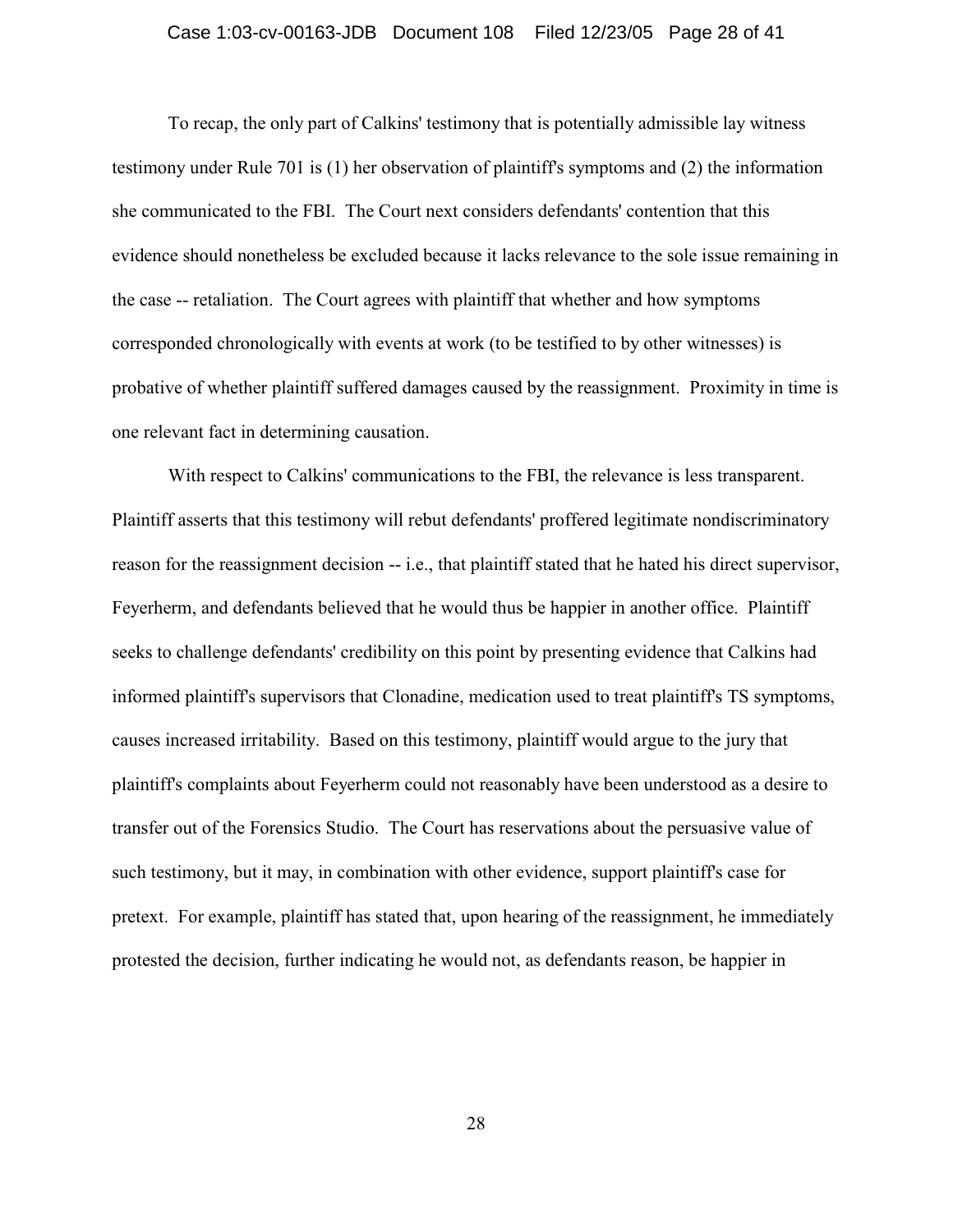To recap, the only part of Calkins' testimony that is potentially admissible lay witness testimony under Rule 701 is (1) her observation of plaintiff's symptoms and (2) the information she communicated to the FBI. The Court next considers defendants' contention that this evidence should nonetheless be excluded because it lacks relevance to the sole issue remaining in the case -- retaliation. The Court agrees with plaintiff that whether and how symptoms corresponded chronologically with events at work (to be testified to by other witnesses) is probative of whether plaintiff suffered damages caused by the reassignment. Proximity in time is one relevant fact in determining causation.

With respect to Calkins' communications to the FBI, the relevance is less transparent. Plaintiff asserts that this testimony will rebut defendants' proffered legitimate nondiscriminatory reason for the reassignment decision -- i.e., that plaintiff stated that he hated his direct supervisor, Feyerherm, and defendants believed that he would thus be happier in another office. Plaintiff seeks to challenge defendants' credibility on this point by presenting evidence that Calkins had informed plaintiff's supervisors that Clonadine, medication used to treat plaintiff's TS symptoms, causes increased irritability. Based on this testimony, plaintiff would argue to the jury that plaintiff's complaints about Feyerherm could not reasonably have been understood as a desire to transfer out of the Forensics Studio. The Court has reservations about the persuasive value of such testimony, but it may, in combination with other evidence, support plaintiff's case for pretext. For example, plaintiff has stated that, upon hearing of the reassignment, he immediately protested the decision, further indicating he would not, as defendants reason, be happier in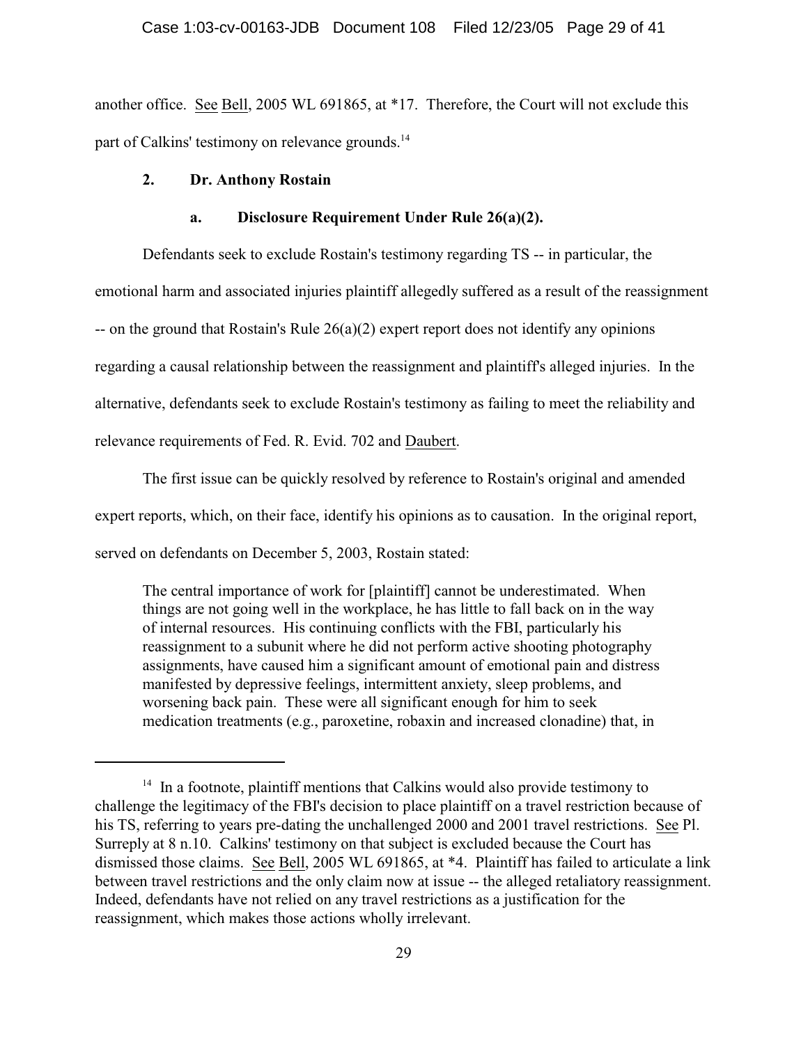another office. See Bell, 2005 WL 691865, at *17. Therefore, the Court will not exclude this part of Calkins' testimony on relevance grounds.[14]

**2. Dr. Anthony Rostain**

**a. Disclosure Requirement Under Rule 26(a)(2).**

Defendants seek to exclude Rostain's testimony regarding TS -- in particular, the emotional harm and associated injuries plaintiff allegedly suffered as a result of the reassignment -- on the ground that Rostain's Rule 26(a)(2) expert report does not identify any opinions regarding a causal relationship between the reassignment and plaintiff's alleged injuries. In the alternative, defendants seek to exclude Rostain's testimony as failing to meet the reliability and relevance requirements of Fed. R. Evid. 702 and Daubert.

The first issue can be quickly resolved by reference to Rostain's original and amended expert reports, which, on their face, identify his opinions as to causation. In the original report, served on defendants on December 5, 2003, Rostain stated:

> The central importance of work for [plaintiff] cannot be underestimated. When things are not going well in the workplace, he has little to fall back on in the way of internal resources. His continuing conflicts with the FBI, particularly his reassignment to a subunit where he did not perform active shooting photography assignments, have caused him a significant amount of emotional pain and distress manifested by depressive feelings, intermittent anxiety, sleep problems, and worsening back pain. These were all significant enough for him to seek medication treatments (e.g., paroxetine, robaxin and increased clonadine) that, in

---

[14] In a footnote, plaintiff mentions that Calkins would also provide testimony to challenge the legitimacy of the FBI's decision to place plaintiff on a travel restriction because of his TS, referring to years pre-dating the unchallenged 2000 and 2001 travel restrictions. See Pl. Surreply at 8 n.10. Calkins' testimony on that subject is excluded because the Court has dismissed those claims. See Bell, 2005 WL 691865, at *4. Plaintiff has failed to articulate a link between travel restrictions and the only claim now at issue -- the alleged retaliatory reassignment. Indeed, defendants have not relied on any travel restrictions as a justification for the reassignment, which makes those actions wholly irrelevant.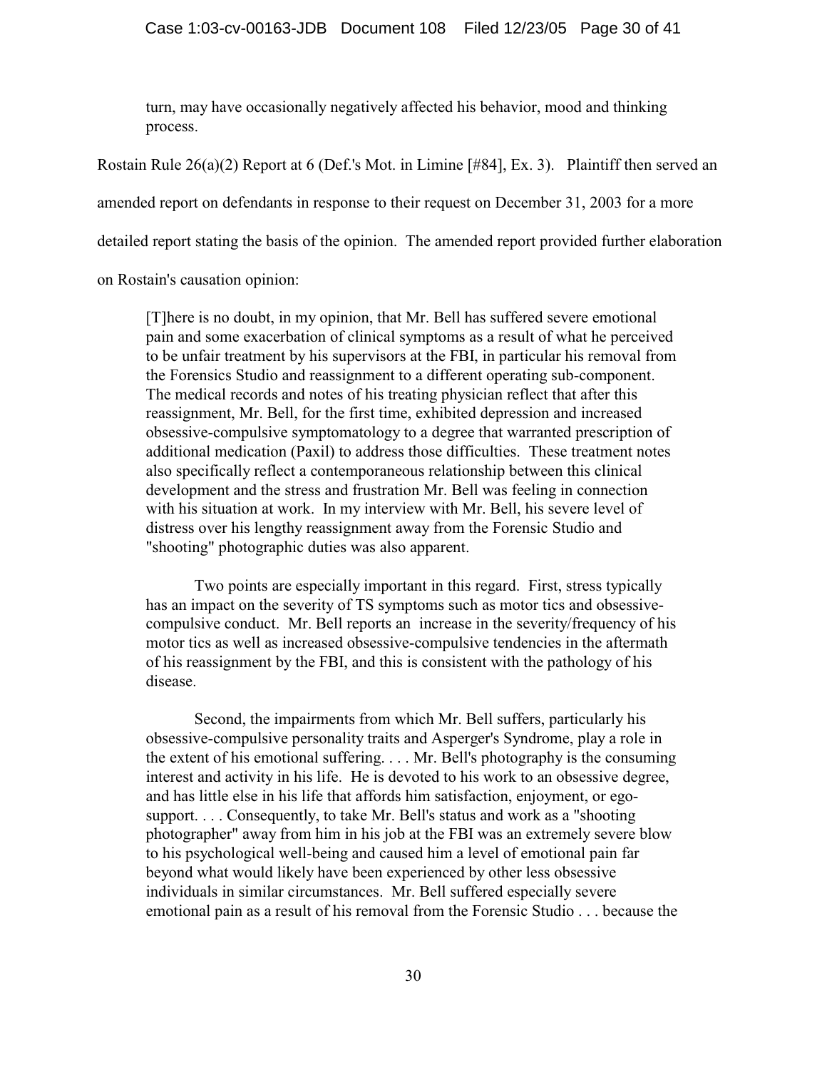> turn, may have occasionally negatively affected his behavior, mood and thinking process.

Rostain Rule 26(a)(2) Report at 6 (Def.'s Mot. in Limine [#84], Ex. 3). Plaintiff then served an amended report on defendants in response to their request on December 31, 2003 for a more detailed report stating the basis of the opinion. The amended report provided further elaboration on Rostain's causation opinion:

> [T]here is no doubt, in my opinion, that Mr. Bell has suffered severe emotional pain and some exacerbation of clinical symptoms as a result of what he perceived to be unfair treatment by his supervisors at the FBI, in particular his removal from the Forensics Studio and reassignment to a different operating sub-component. The medical records and notes of his treating physician reflect that after this reassignment, Mr. Bell, for the first time, exhibited depression and increased obsessive-compulsive symptomatology to a degree that warranted prescription of additional medication (Paxil) to address those difficulties. These treatment notes also specifically reflect a contemporaneous relationship between this clinical development and the stress and frustration Mr. Bell was feeling in connection with his situation at work. In my interview with Mr. Bell, his severe level of distress over his lengthy reassignment away from the Forensic Studio and "shooting" photographic duties was also apparent.
>
> Two points are especially important in this regard. First, stress typically has an impact on the severity of TS symptoms such as motor tics and obsessive-compulsive conduct. Mr. Bell reports an increase in the severity/frequency of his motor tics as well as increased obsessive-compulsive tendencies in the aftermath of his reassignment by the FBI, and this is consistent with the pathology of his disease.
>
> Second, the impairments from which Mr. Bell suffers, particularly his obsessive-compulsive personality traits and Asperger's Syndrome, play a role in the extent of his emotional suffering. . . . Mr. Bell's photography is the consuming interest and activity in his life. He is devoted to his work to an obsessive degree, and has little else in his life that affords him satisfaction, enjoyment, or ego-support. . . . Consequently, to take Mr. Bell's status and work as a "shooting photographer" away from him in his job at the FBI was an extremely severe blow to his psychological well-being and caused him a level of emotional pain far beyond what would likely have been experienced by other less obsessive individuals in similar circumstances. Mr. Bell suffered especially severe emotional pain as a result of his removal from the Forensic Studio . . . because the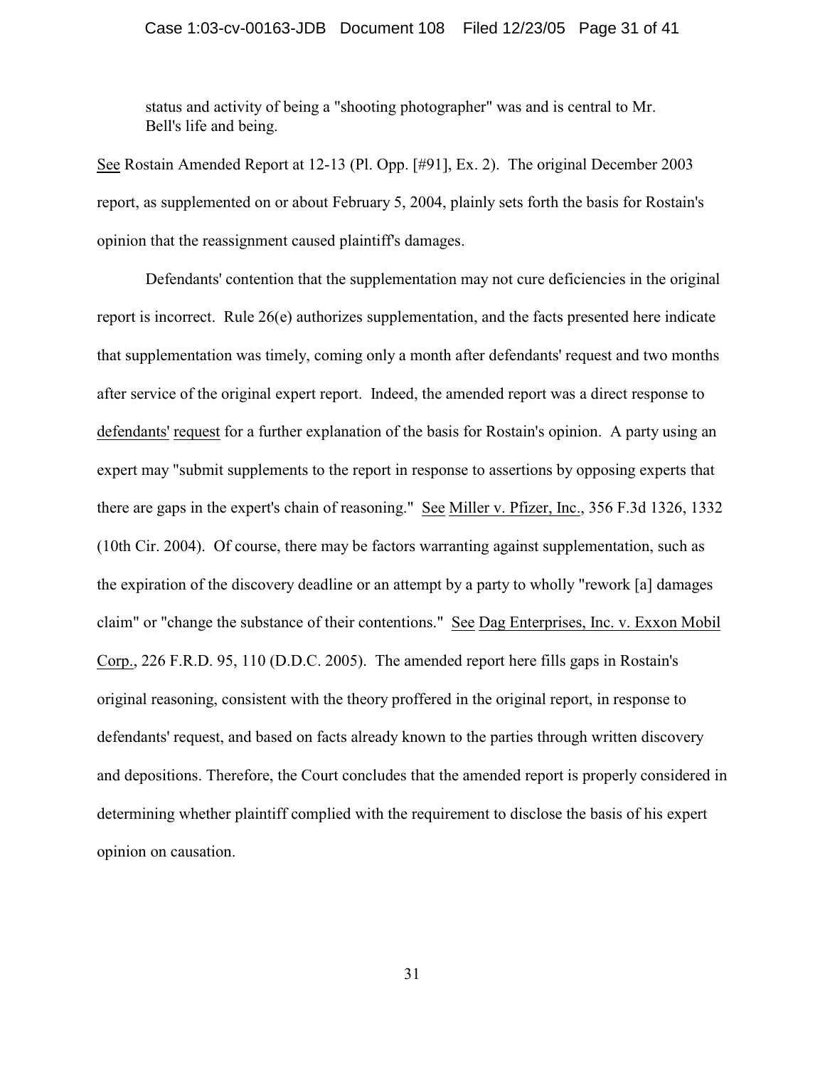status and activity of being a "shooting photographer" was and is central to Mr. Bell's life and being.

See Rostain Amended Report at 12-13 (Pl. Opp. [#91], Ex. 2). The original December 2003 report, as supplemented on or about February 5, 2004, plainly sets forth the basis for Rostain's opinion that the reassignment caused plaintiff's damages.

Defendants' contention that the supplementation may not cure deficiencies in the original report is incorrect. Rule 26(e) authorizes supplementation, and the facts presented here indicate that supplementation was timely, coming only a month after defendants' request and two months after service of the original expert report. Indeed, the amended report was a direct response to defendants' request for a further explanation of the basis for Rostain's opinion. A party using an expert may "submit supplements to the report in response to assertions by opposing experts that there are gaps in the expert's chain of reasoning." See Miller v. Pfizer, Inc., 356 F.3d 1326, 1332 (10th Cir. 2004). Of course, there may be factors warranting against supplementation, such as the expiration of the discovery deadline or an attempt by a party to wholly "rework [a] damages claim" or "change the substance of their contentions." See Dag Enterprises, Inc. v. Exxon Mobil Corp., 226 F.R.D. 95, 110 (D.D.C. 2005). The amended report here fills gaps in Rostain's original reasoning, consistent with the theory proffered in the original report, in response to defendants' request, and based on facts already known to the parties through written discovery and depositions. Therefore, the Court concludes that the amended report is properly considered in determining whether plaintiff complied with the requirement to disclose the basis of his expert opinion on causation.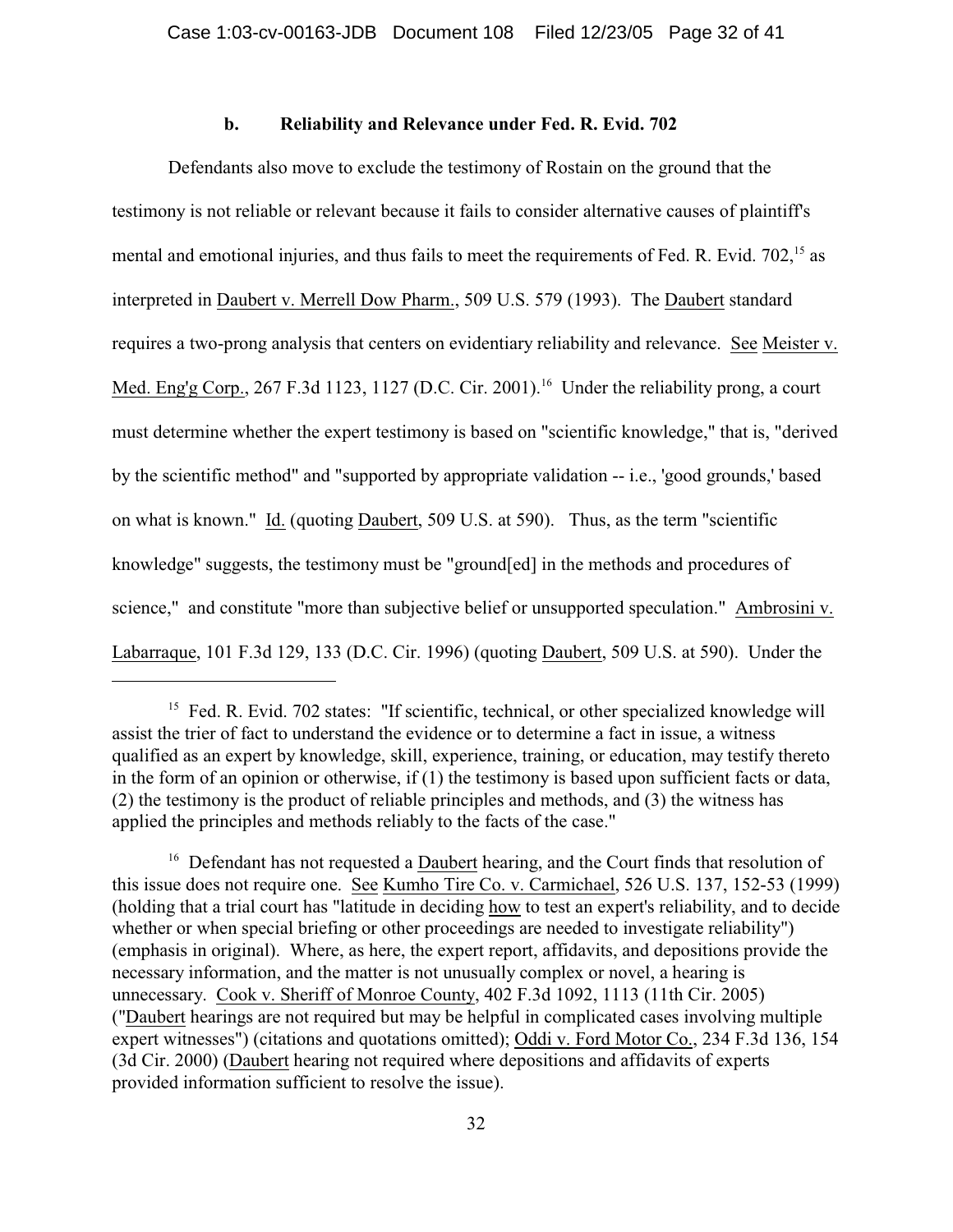### b. Reliability and Relevance under Fed. R. Evid. 702

Defendants also move to exclude the testimony of Rostain on the ground that the testimony is not reliable or relevant because it fails to consider alternative causes of plaintiff's mental and emotional injuries, and thus fails to meet the requirements of Fed. R. Evid. 702,[15] as interpreted in Daubert v. Merrell Dow Pharm., 509 U.S. 579 (1993). The Daubert standard requires a two-prong analysis that centers on evidentiary reliability and relevance. See Meister v. Med. Eng'g Corp., 267 F.3d 1123, 1127 (D.C. Cir. 2001).[16] Under the reliability prong, a court must determine whether the expert testimony is based on "scientific knowledge," that is, "derived by the scientific method" and "supported by appropriate validation -- i.e., 'good grounds,' based on what is known." Id. (quoting Daubert, 509 U.S. at 590). Thus, as the term "scientific knowledge" suggests, the testimony must be "ground[ed] in the methods and procedures of science," and constitute "more than subjective belief or unsupported speculation." Ambrosini v. Labarraque, 101 F.3d 129, 133 (D.C. Cir. 1996) (quoting Daubert, 509 U.S. at 590). Under the

---

[15] Fed. R. Evid. 702 states: "If scientific, technical, or other specialized knowledge will assist the trier of fact to understand the evidence or to determine a fact in issue, a witness qualified as an expert by knowledge, skill, experience, training, or education, may testify thereto in the form of an opinion or otherwise, if (1) the testimony is based upon sufficient facts or data, (2) the testimony is the product of reliable principles and methods, and (3) the witness has applied the principles and methods reliably to the facts of the case."

[16] Defendant has not requested a Daubert hearing, and the Court finds that resolution of this issue does not require one. See Kumho Tire Co. v. Carmichael, 526 U.S. 137, 152-53 (1999) (holding that a trial court has "latitude in deciding how to test an expert's reliability, and to decide whether or when special briefing or other proceedings are needed to investigate reliability") (emphasis in original). Where, as here, the expert report, affidavits, and depositions provide the necessary information, and the matter is not unusually complex or novel, a hearing is unnecessary. Cook v. Sheriff of Monroe County, 402 F.3d 1092, 1113 (11th Cir. 2005) ("Daubert hearings are not required but may be helpful in complicated cases involving multiple expert witnesses") (citations and quotations omitted); Oddi v. Ford Motor Co., 234 F.3d 136, 154 (3d Cir. 2000) (Daubert hearing not required where depositions and affidavits of experts provided information sufficient to resolve the issue).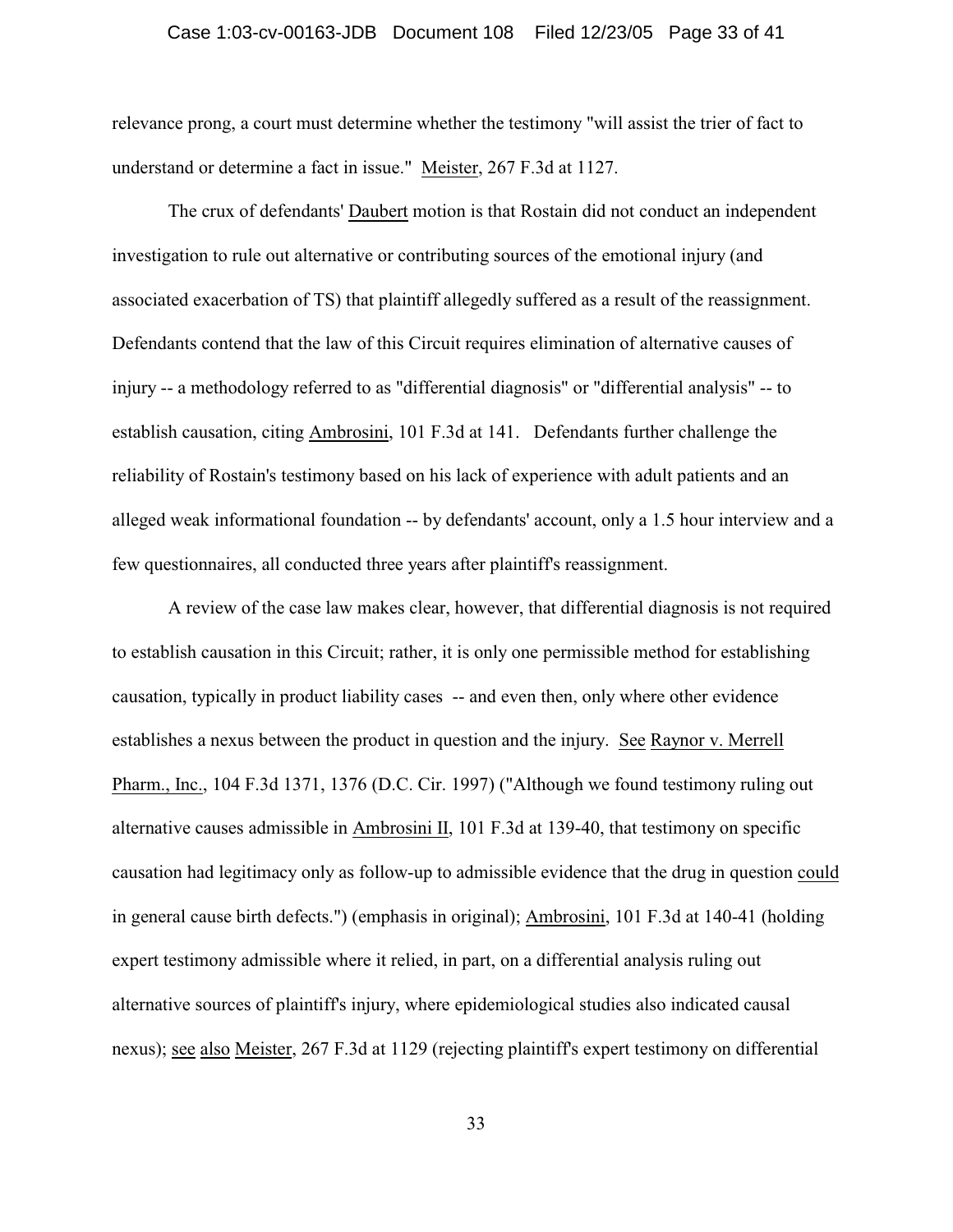relevance prong, a court must determine whether the testimony "will assist the trier of fact to understand or determine a fact in issue." Meister, 267 F.3d at 1127.

The crux of defendants' Daubert motion is that Rostain did not conduct an independent investigation to rule out alternative or contributing sources of the emotional injury (and associated exacerbation of TS) that plaintiff allegedly suffered as a result of the reassignment. Defendants contend that the law of this Circuit requires elimination of alternative causes of injury -- a methodology referred to as "differential diagnosis" or "differential analysis" -- to establish causation, citing Ambrosini, 101 F.3d at 141. Defendants further challenge the reliability of Rostain's testimony based on his lack of experience with adult patients and an alleged weak informational foundation -- by defendants' account, only a 1.5 hour interview and a few questionnaires, all conducted three years after plaintiff's reassignment.

A review of the case law makes clear, however, that differential diagnosis is not required to establish causation in this Circuit; rather, it is only one permissible method for establishing causation, typically in product liability cases -- and even then, only where other evidence establishes a nexus between the product in question and the injury. See Raynor v. Merrell Pharm., Inc., 104 F.3d 1371, 1376 (D.C. Cir. 1997) ("Although we found testimony ruling out alternative causes admissible in Ambrosini II, 101 F.3d at 139-40, that testimony on specific causation had legitimacy only as follow-up to admissible evidence that the drug in question could in general cause birth defects.") (emphasis in original); Ambrosini, 101 F.3d at 140-41 (holding expert testimony admissible where it relied, in part, on a differential analysis ruling out alternative sources of plaintiff's injury, where epidemiological studies also indicated causal nexus); see also Meister, 267 F.3d at 1129 (rejecting plaintiff's expert testimony on differential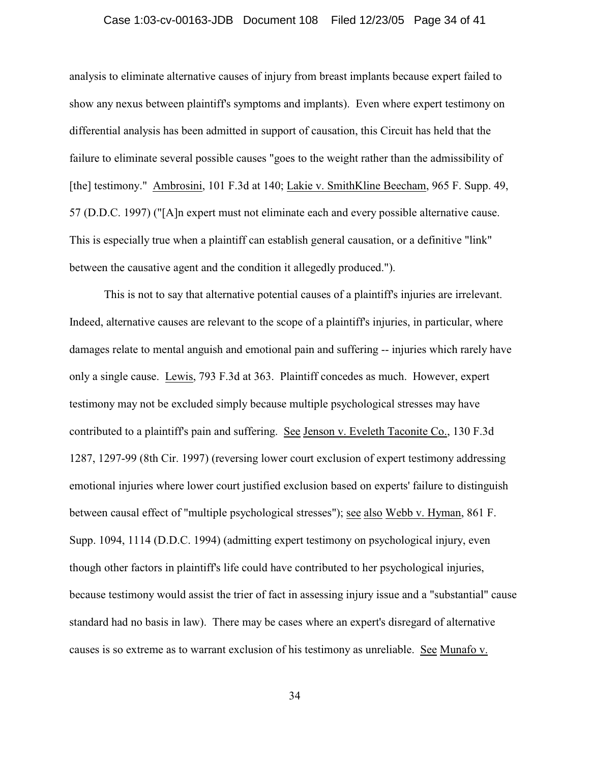analysis to eliminate alternative causes of injury from breast implants because expert failed to show any nexus between plaintiff's symptoms and implants). Even where expert testimony on differential analysis has been admitted in support of causation, this Circuit has held that the failure to eliminate several possible causes "goes to the weight rather than the admissibility of [the] testimony." Ambrosini, 101 F.3d at 140; Lakie v. SmithKline Beecham, 965 F. Supp. 49, 57 (D.D.C. 1997) ("[A]n expert must not eliminate each and every possible alternative cause. This is especially true when a plaintiff can establish general causation, or a definitive "link" between the causative agent and the condition it allegedly produced.").

This is not to say that alternative potential causes of a plaintiff's injuries are irrelevant. Indeed, alternative causes are relevant to the scope of a plaintiff's injuries, in particular, where damages relate to mental anguish and emotional pain and suffering -- injuries which rarely have only a single cause. Lewis, 793 F.3d at 363. Plaintiff concedes as much. However, expert testimony may not be excluded simply because multiple psychological stresses may have contributed to a plaintiff's pain and suffering. See Jenson v. Eveleth Taconite Co., 130 F.3d 1287, 1297-99 (8th Cir. 1997) (reversing lower court exclusion of expert testimony addressing emotional injuries where lower court justified exclusion based on experts' failure to distinguish between causal effect of "multiple psychological stresses"); see also Webb v. Hyman, 861 F. Supp. 1094, 1114 (D.D.C. 1994) (admitting expert testimony on psychological injury, even though other factors in plaintiff's life could have contributed to her psychological injuries, because testimony would assist the trier of fact in assessing injury issue and a "substantial" cause standard had no basis in law). There may be cases where an expert's disregard of alternative causes is so extreme as to warrant exclusion of his testimony as unreliable. See Munafo v.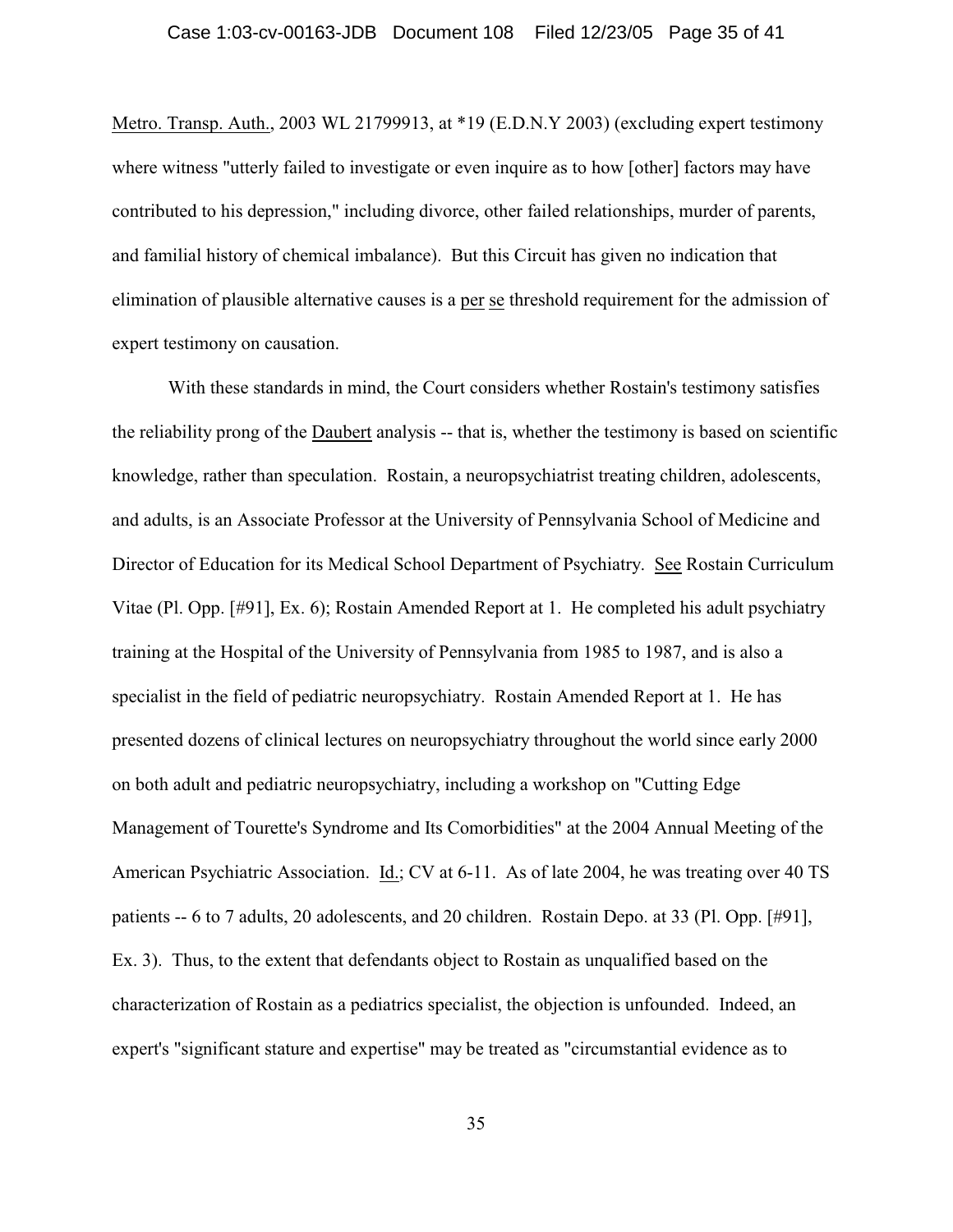Metro. Transp. Auth., 2003 WL 21799913, at *19 (E.D.N.Y 2003) (excluding expert testimony where witness "utterly failed to investigate or even inquire as to how [other] factors may have contributed to his depression," including divorce, other failed relationships, murder of parents, and familial history of chemical imbalance). But this Circuit has given no indication that elimination of plausible alternative causes is a per se threshold requirement for the admission of expert testimony on causation.

With these standards in mind, the Court considers whether Rostain's testimony satisfies the reliability prong of the Daubert analysis -- that is, whether the testimony is based on scientific knowledge, rather than speculation. Rostain, a neuropsychiatrist treating children, adolescents, and adults, is an Associate Professor at the University of Pennsylvania School of Medicine and Director of Education for its Medical School Department of Psychiatry. See Rostain Curriculum Vitae (Pl. Opp. [#91], Ex. 6); Rostain Amended Report at 1. He completed his adult psychiatry training at the Hospital of the University of Pennsylvania from 1985 to 1987, and is also a specialist in the field of pediatric neuropsychiatry. Rostain Amended Report at 1. He has presented dozens of clinical lectures on neuropsychiatry throughout the world since early 2000 on both adult and pediatric neuropsychiatry, including a workshop on "Cutting Edge Management of Tourette's Syndrome and Its Comorbidities" at the 2004 Annual Meeting of the American Psychiatric Association. Id.; CV at 6-11. As of late 2004, he was treating over 40 TS patients -- 6 to 7 adults, 20 adolescents, and 20 children. Rostain Depo. at 33 (Pl. Opp. [#91], Ex. 3). Thus, to the extent that defendants object to Rostain as unqualified based on the characterization of Rostain as a pediatrics specialist, the objection is unfounded. Indeed, an expert's "significant stature and expertise" may be treated as "circumstantial evidence as to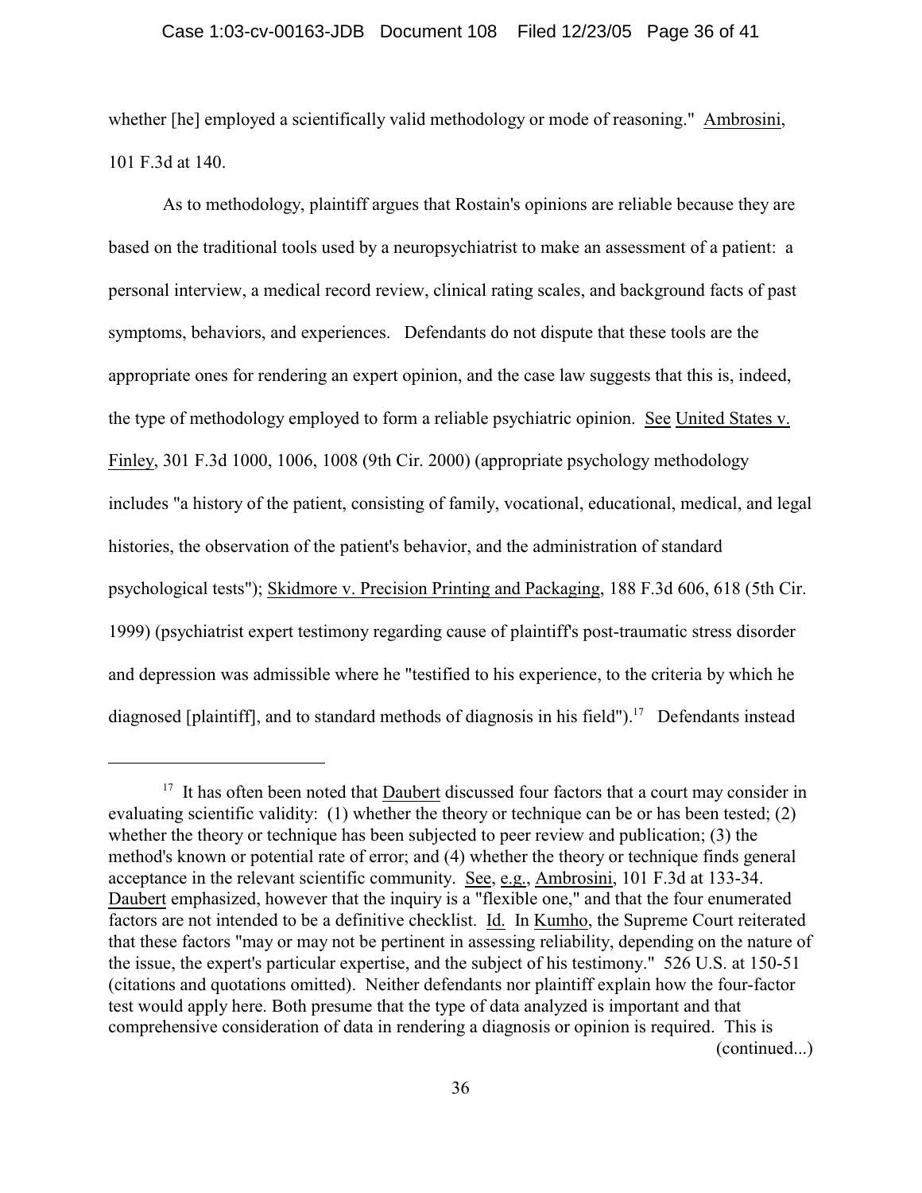whether [he] employed a scientifically valid methodology or mode of reasoning." Ambrosini, 101 F.3d at 140.

As to methodology, plaintiff argues that Rostain's opinions are reliable because they are based on the traditional tools used by a neuropsychiatrist to make an assessment of a patient: a personal interview, a medical record review, clinical rating scales, and background facts of past symptoms, behaviors, and experiences. Defendants do not dispute that these tools are the appropriate ones for rendering an expert opinion, and the case law suggests that this is, indeed, the type of methodology employed to form a reliable psychiatric opinion. See United States v. Finley, 301 F.3d 1000, 1006, 1008 (9th Cir. 2000) (appropriate psychology methodology includes "a history of the patient, consisting of family, vocational, educational, medical, and legal histories, the observation of the patient's behavior, and the administration of standard psychological tests"); Skidmore v. Precision Printing and Packaging, 188 F.3d 606, 618 (5th Cir. 1999) (psychiatrist expert testimony regarding cause of plaintiff's post-traumatic stress disorder and depression was admissible where he "testified to his experience, to the criteria by which he diagnosed [plaintiff], and to standard methods of diagnosis in his field").[17] Defendants instead

---

[17] It has often been noted that Daubert discussed four factors that a court may consider in evaluating scientific validity: (1) whether the theory or technique can be or has been tested; (2) whether the theory or technique has been subjected to peer review and publication; (3) the method's known or potential rate of error; and (4) whether the theory or technique finds general acceptance in the relevant scientific community. See, e.g., Ambrosini, 101 F.3d at 133-34. Daubert emphasized, however that the inquiry is a "flexible one," and that the four enumerated factors are not intended to be a definitive checklist. Id. In Kumho, the Supreme Court reiterated that these factors "may or may not be pertinent in assessing reliability, depending on the nature of the issue, the expert's particular expertise, and the subject of his testimony." 526 U.S. at 150-51 (citations and quotations omitted). Neither defendants nor plaintiff explain how the four-factor test would apply here. Both presume that the type of data analyzed is important and that comprehensive consideration of data in rendering a diagnosis or opinion is required. This is (continued...)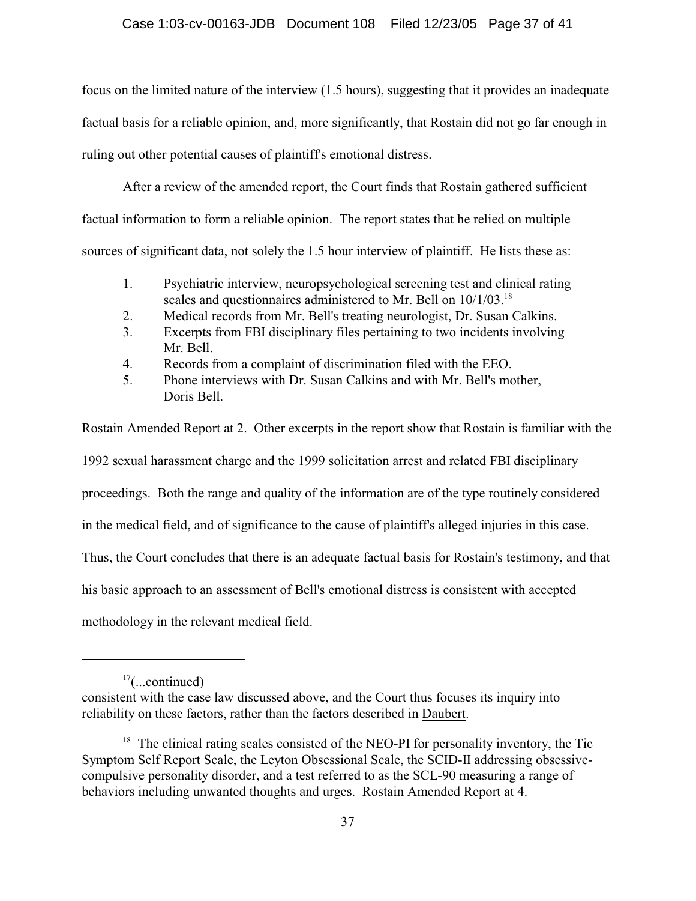focus on the limited nature of the interview (1.5 hours), suggesting that it provides an inadequate factual basis for a reliable opinion, and, more significantly, that Rostain did not go far enough in ruling out other potential causes of plaintiff's emotional distress.

After a review of the amended report, the Court finds that Rostain gathered sufficient factual information to form a reliable opinion. The report states that he relied on multiple sources of significant data, not solely the 1.5 hour interview of plaintiff. He lists these as:

1. Psychiatric interview, neuropsychological screening test and clinical rating scales and questionnaires administered to Mr. Bell on 10/1/03.[18]
2. Medical records from Mr. Bell's treating neurologist, Dr. Susan Calkins.
3. Excerpts from FBI disciplinary files pertaining to two incidents involving Mr. Bell.
4. Records from a complaint of discrimination filed with the EEO.
5. Phone interviews with Dr. Susan Calkins and with Mr. Bell's mother, Doris Bell.

Rostain Amended Report at 2. Other excerpts in the report show that Rostain is familiar with the 1992 sexual harassment charge and the 1999 solicitation arrest and related FBI disciplinary proceedings. Both the range and quality of the information are of the type routinely considered in the medical field, and of significance to the cause of plaintiff's alleged injuries in this case. Thus, the Court concludes that there is an adequate factual basis for Rostain's testimony, and that his basic approach to an assessment of Bell's emotional distress is consistent with accepted methodology in the relevant medical field.

---

[17](...continued) consistent with the case law discussed above, and the Court thus focuses its inquiry into reliability on these factors, rather than the factors described in Daubert.

[18] The clinical rating scales consisted of the NEO-PI for personality inventory, the Tic Symptom Self Report Scale, the Leyton Obsessional Scale, the SCID-II addressing obsessive-compulsive personality disorder, and a test referred to as the SCL-90 measuring a range of behaviors including unwanted thoughts and urges. Rostain Amended Report at 4.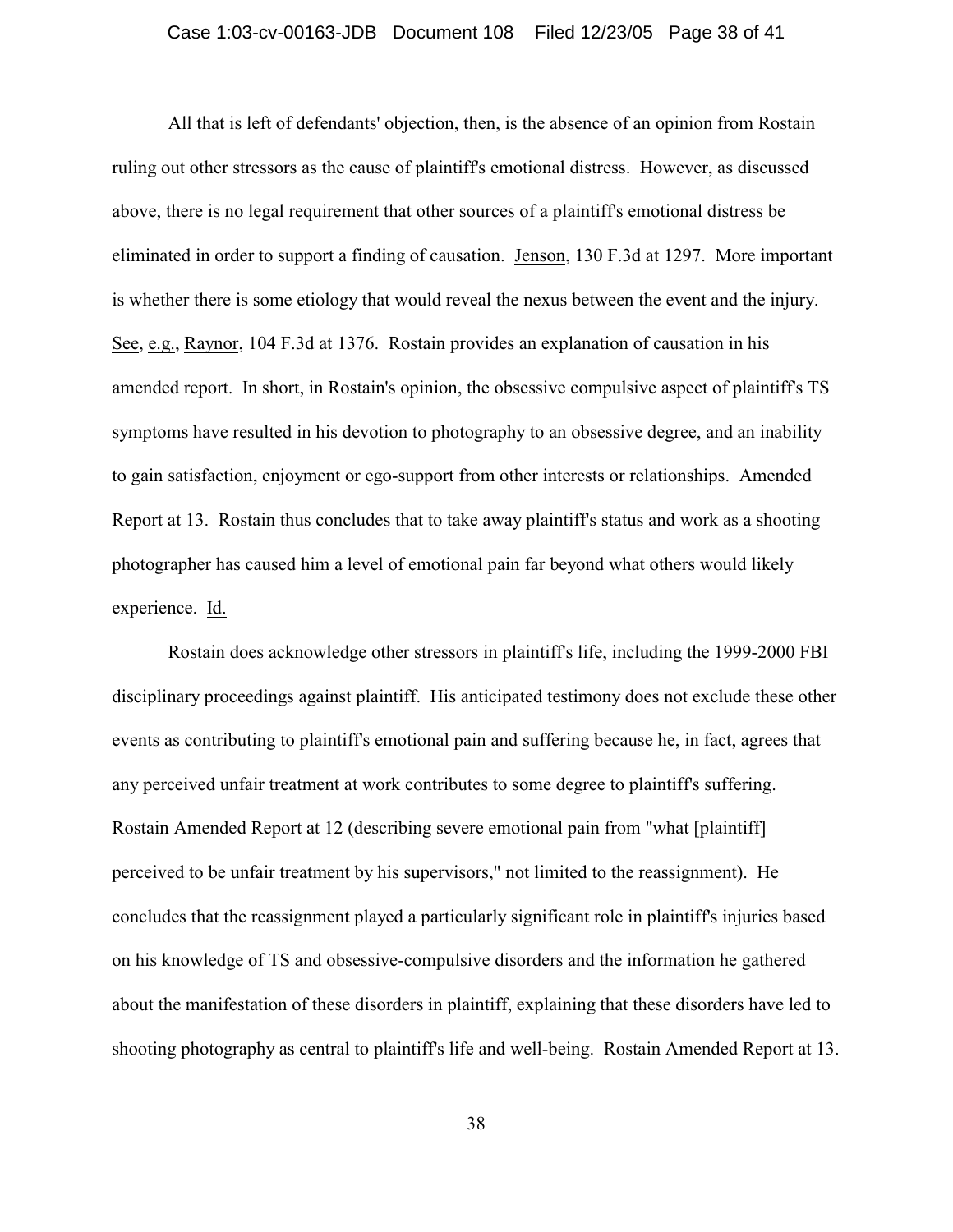All that is left of defendants' objection, then, is the absence of an opinion from Rostain ruling out other stressors as the cause of plaintiff's emotional distress. However, as discussed above, there is no legal requirement that other sources of a plaintiff's emotional distress be eliminated in order to support a finding of causation. Jenson, 130 F.3d at 1297. More important is whether there is some etiology that would reveal the nexus between the event and the injury. See, e.g., Raynor, 104 F.3d at 1376. Rostain provides an explanation of causation in his amended report. In short, in Rostain's opinion, the obsessive compulsive aspect of plaintiff's TS symptoms have resulted in his devotion to photography to an obsessive degree, and an inability to gain satisfaction, enjoyment or ego-support from other interests or relationships. Amended Report at 13. Rostain thus concludes that to take away plaintiff's status and work as a shooting photographer has caused him a level of emotional pain far beyond what others would likely experience. Id.

Rostain does acknowledge other stressors in plaintiff's life, including the 1999-2000 FBI disciplinary proceedings against plaintiff. His anticipated testimony does not exclude these other events as contributing to plaintiff's emotional pain and suffering because he, in fact, agrees that any perceived unfair treatment at work contributes to some degree to plaintiff's suffering. Rostain Amended Report at 12 (describing severe emotional pain from "what [plaintiff] perceived to be unfair treatment by his supervisors," not limited to the reassignment). He concludes that the reassignment played a particularly significant role in plaintiff's injuries based on his knowledge of TS and obsessive-compulsive disorders and the information he gathered about the manifestation of these disorders in plaintiff, explaining that these disorders have led to shooting photography as central to plaintiff's life and well-being. Rostain Amended Report at 13.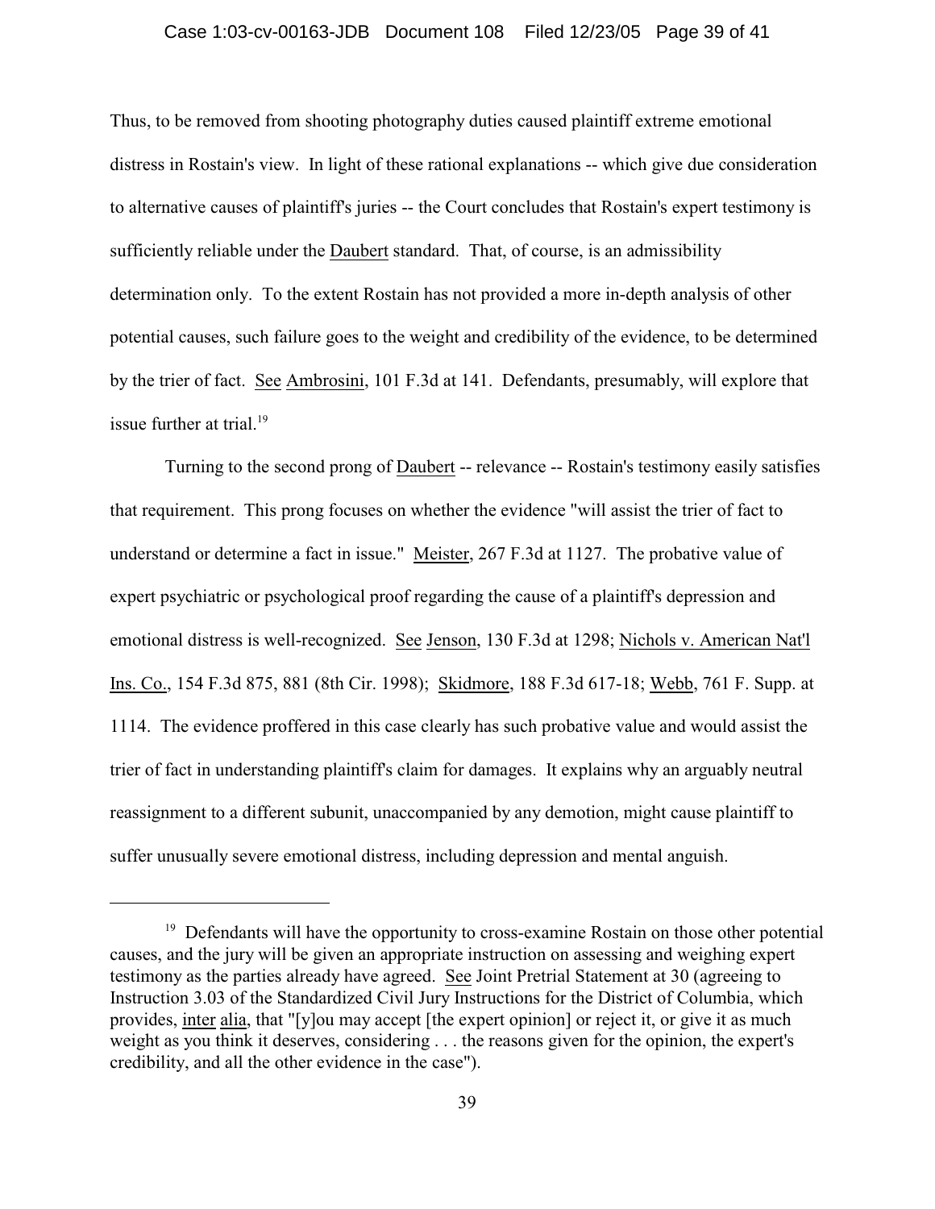Thus, to be removed from shooting photography duties caused plaintiff extreme emotional distress in Rostain's view. In light of these rational explanations -- which give due consideration to alternative causes of plaintiff's juries -- the Court concludes that Rostain's expert testimony is sufficiently reliable under the Daubert standard. That, of course, is an admissibility determination only. To the extent Rostain has not provided a more in-depth analysis of other potential causes, such failure goes to the weight and credibility of the evidence, to be determined by the trier of fact. See Ambrosini, 101 F.3d at 141. Defendants, presumably, will explore that issue further at trial.[19]

Turning to the second prong of Daubert -- relevance -- Rostain's testimony easily satisfies that requirement. This prong focuses on whether the evidence "will assist the trier of fact to understand or determine a fact in issue." Meister, 267 F.3d at 1127. The probative value of expert psychiatric or psychological proof regarding the cause of a plaintiff's depression and emotional distress is well-recognized. See Jenson, 130 F.3d at 1298; Nichols v. American Nat'l Ins. Co., 154 F.3d 875, 881 (8th Cir. 1998); Skidmore, 188 F.3d 617-18; Webb, 761 F. Supp. at 1114. The evidence proffered in this case clearly has such probative value and would assist the trier of fact in understanding plaintiff's claim for damages. It explains why an arguably neutral reassignment to a different subunit, unaccompanied by any demotion, might cause plaintiff to suffer unusually severe emotional distress, including depression and mental anguish.

---

[19] Defendants will have the opportunity to cross-examine Rostain on those other potential causes, and the jury will be given an appropriate instruction on assessing and weighing expert testimony as the parties already have agreed. See Joint Pretrial Statement at 30 (agreeing to Instruction 3.03 of the Standardized Civil Jury Instructions for the District of Columbia, which provides, inter alia, that "[y]ou may accept [the expert opinion] or reject it, or give it as much weight as you think it deserves, considering . . . the reasons given for the opinion, the expert's credibility, and all the other evidence in the case").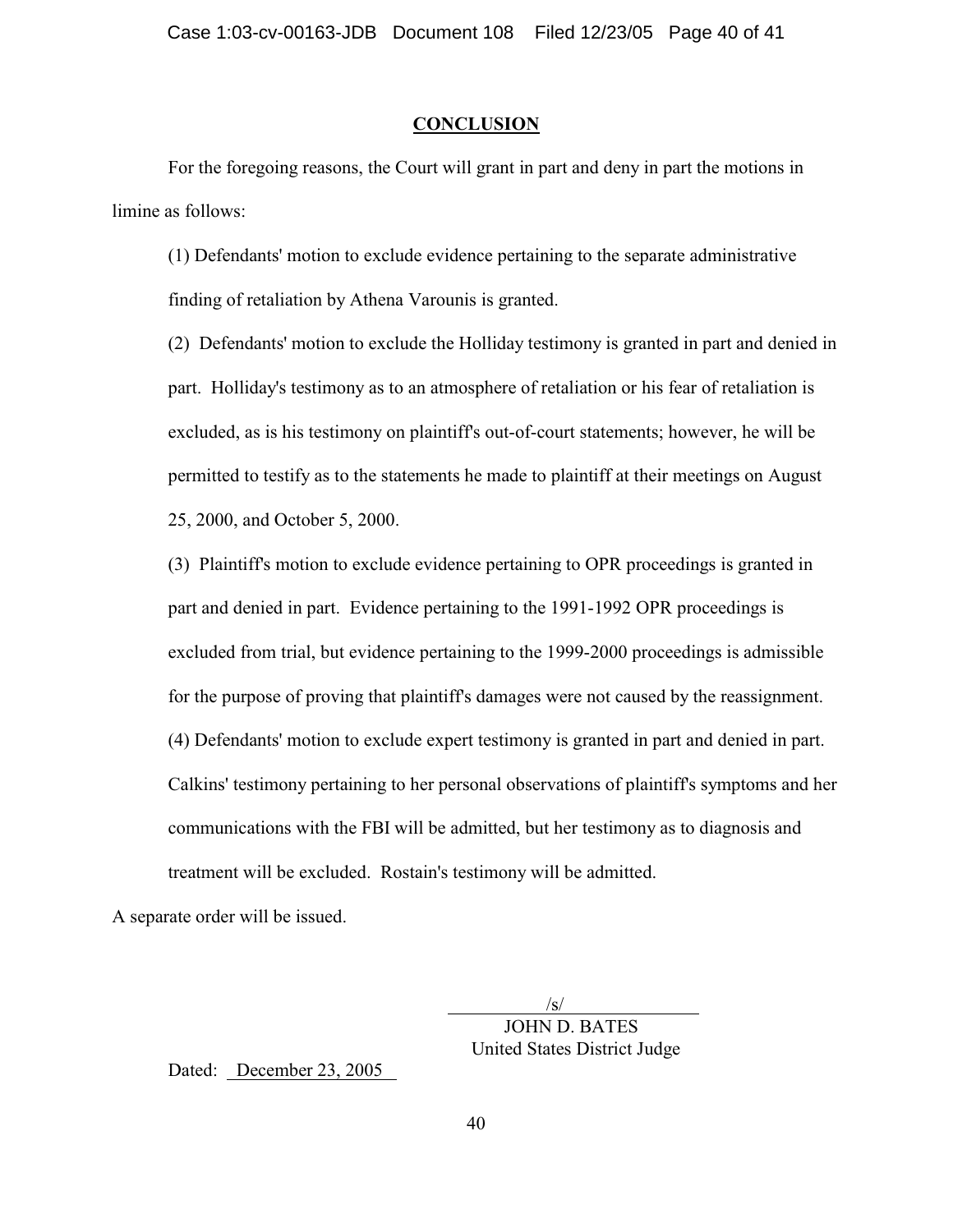## CONCLUSION

For the foregoing reasons, the Court will grant in part and deny in part the motions in limine as follows:

(1) Defendants' motion to exclude evidence pertaining to the separate administrative finding of retaliation by Athena Varounis is granted.

(2) Defendants' motion to exclude the Holliday testimony is granted in part and denied in part. Holliday's testimony as to an atmosphere of retaliation or his fear of retaliation is excluded, as is his testimony on plaintiff's out-of-court statements; however, he will be permitted to testify as to the statements he made to plaintiff at their meetings on August 25, 2000, and October 5, 2000.

(3) Plaintiff's motion to exclude evidence pertaining to OPR proceedings is granted in part and denied in part. Evidence pertaining to the 1991-1992 OPR proceedings is excluded from trial, but evidence pertaining to the 1999-2000 proceedings is admissible for the purpose of proving that plaintiff's damages were not caused by the reassignment.

(4) Defendants' motion to exclude expert testimony is granted in part and denied in part. Calkins' testimony pertaining to her personal observations of plaintiff's symptoms and her communications with the FBI will be admitted, but her testimony as to diagnosis and treatment will be excluded. Rostain's testimony will be admitted.

A separate order will be issued.

/s/
JOHN D. BATES
United States District Judge

Dated: December 23, 2005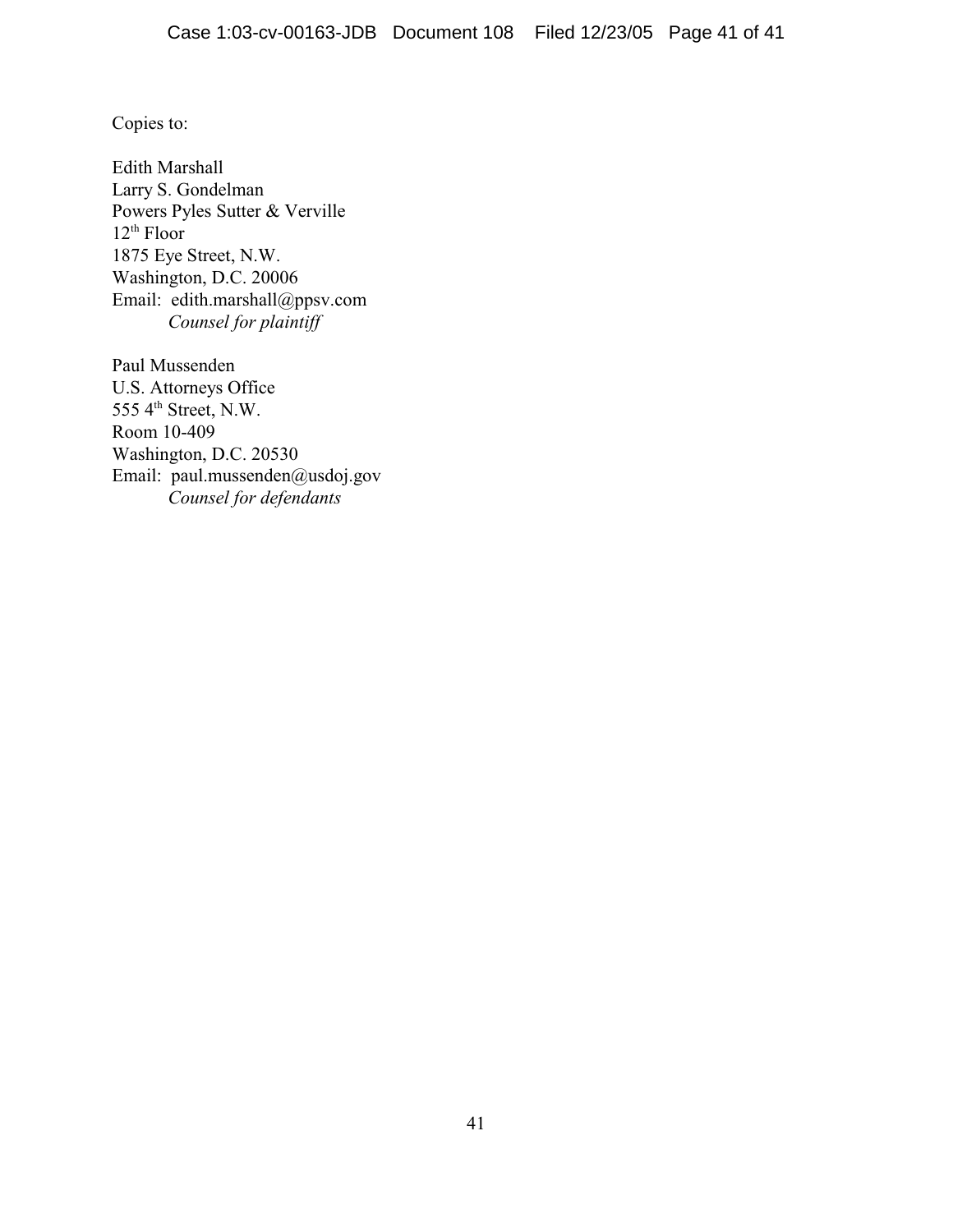Copies to:

Edith Marshall
Larry S. Gondelman
Powers Pyles Sutter & Verville
12th Floor
1875 Eye Street, N.W.
Washington, D.C. 20006
Email: edith.marshall@ppsv.com
*Counsel for plaintiff*

Paul Mussenden
U.S. Attorneys Office
555 4th Street, N.W.
Room 10-409
Washington, D.C. 20530
Email: paul.mussenden@usdoj.gov
*Counsel for defendants*